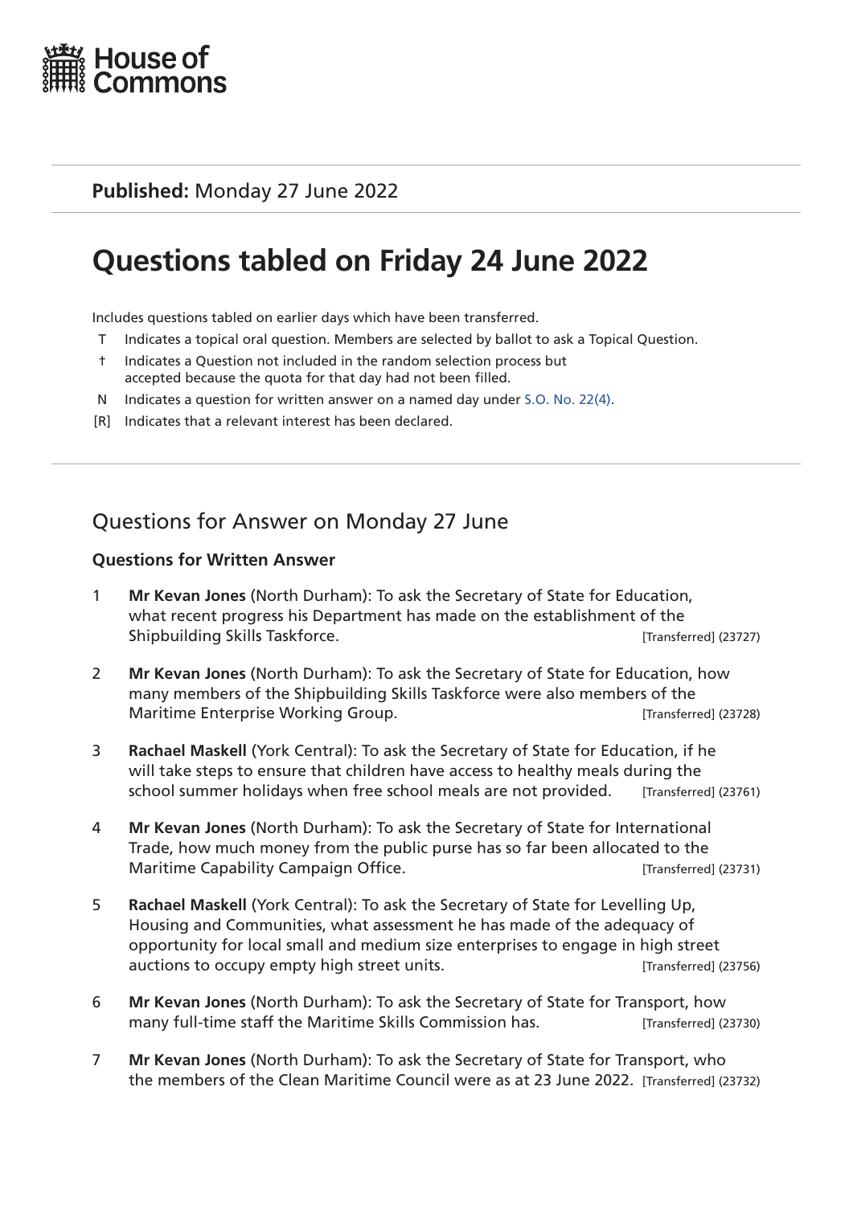House of Commons

**Published:** Monday 27 June 2022

# Questions tabled on Friday 24 June 2022

Includes questions tabled on earlier days which have been transferred.

- T Indicates a topical oral question. Members are selected by ballot to ask a Topical Question.
- † Indicates a Question not included in the random selection process but accepted because the quota for that day had not been filled.
- N Indicates a question for written answer on a named day under S.O. No. 22(4).
- [R] Indicates that a relevant interest has been declared.

## Questions for Answer on Monday 27 June

### Questions for Written Answer

1 **Mr Kevan Jones** (North Durham): To ask the Secretary of State for Education, what recent progress his Department has made on the establishment of the Shipbuilding Skills Taskforce. [Transferred] (23727)

2 **Mr Kevan Jones** (North Durham): To ask the Secretary of State for Education, how many members of the Shipbuilding Skills Taskforce were also members of the Maritime Enterprise Working Group. [Transferred] (23728)

3 **Rachael Maskell** (York Central): To ask the Secretary of State for Education, if he will take steps to ensure that children have access to healthy meals during the school summer holidays when free school meals are not provided. [Transferred] (23761)

4 **Mr Kevan Jones** (North Durham): To ask the Secretary of State for International Trade, how much money from the public purse has so far been allocated to the Maritime Capability Campaign Office. [Transferred] (23731)

5 **Rachael Maskell** (York Central): To ask the Secretary of State for Levelling Up, Housing and Communities, what assessment he has made of the adequacy of opportunity for local small and medium size enterprises to engage in high street auctions to occupy empty high street units. [Transferred] (23756)

6 **Mr Kevan Jones** (North Durham): To ask the Secretary of State for Transport, how many full-time staff the Maritime Skills Commission has. [Transferred] (23730)

7 **Mr Kevan Jones** (North Durham): To ask the Secretary of State for Transport, who the members of the Clean Maritime Council were as at 23 June 2022. [Transferred] (23732)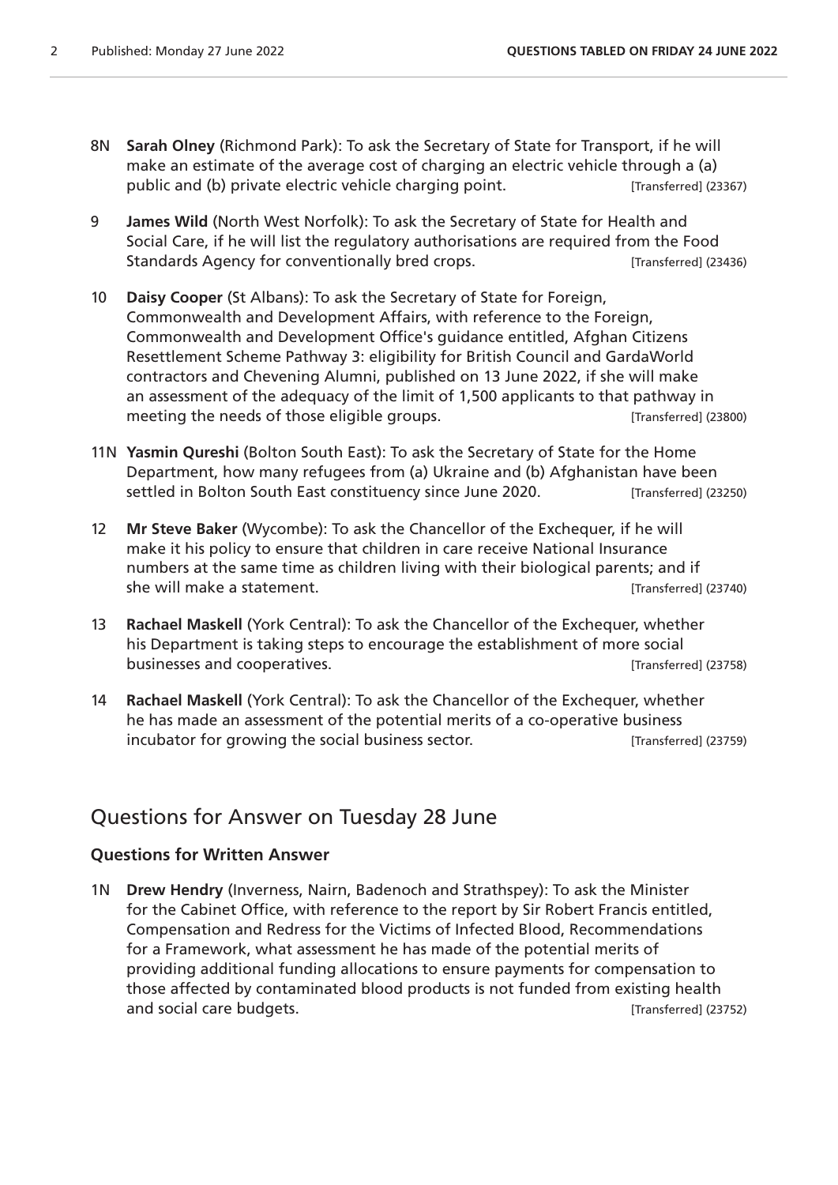8N **Sarah Olney** (Richmond Park): To ask the Secretary of State for Transport, if he will make an estimate of the average cost of charging an electric vehicle through a (a) public and (b) private electric vehicle charging point. [Transferred] (23367)

9 **James Wild** (North West Norfolk): To ask the Secretary of State for Health and Social Care, if he will list the regulatory authorisations are required from the Food Standards Agency for conventionally bred crops. [Transferred] (23436)

10 **Daisy Cooper** (St Albans): To ask the Secretary of State for Foreign, Commonwealth and Development Affairs, with reference to the Foreign, Commonwealth and Development Office's guidance entitled, Afghan Citizens Resettlement Scheme Pathway 3: eligibility for British Council and GardaWorld contractors and Chevening Alumni, published on 13 June 2022, if she will make an assessment of the adequacy of the limit of 1,500 applicants to that pathway in meeting the needs of those eligible groups. [Transferred] (23800)

11N **Yasmin Qureshi** (Bolton South East): To ask the Secretary of State for the Home Department, how many refugees from (a) Ukraine and (b) Afghanistan have been settled in Bolton South East constituency since June 2020. [Transferred] (23250)

12 **Mr Steve Baker** (Wycombe): To ask the Chancellor of the Exchequer, if he will make it his policy to ensure that children in care receive National Insurance numbers at the same time as children living with their biological parents; and if she will make a statement. [Transferred] (23740)

13 **Rachael Maskell** (York Central): To ask the Chancellor of the Exchequer, whether his Department is taking steps to encourage the establishment of more social businesses and cooperatives. [Transferred] (23758)

14 **Rachael Maskell** (York Central): To ask the Chancellor of the Exchequer, whether he has made an assessment of the potential merits of a co-operative business incubator for growing the social business sector. [Transferred] (23759)

## Questions for Answer on Tuesday 28 June

### Questions for Written Answer

1N **Drew Hendry** (Inverness, Nairn, Badenoch and Strathspey): To ask the Minister for the Cabinet Office, with reference to the report by Sir Robert Francis entitled, Compensation and Redress for the Victims of Infected Blood, Recommendations for a Framework, what assessment he has made of the potential merits of providing additional funding allocations to ensure payments for compensation to those affected by contaminated blood products is not funded from existing health and social care budgets. [Transferred] (23752)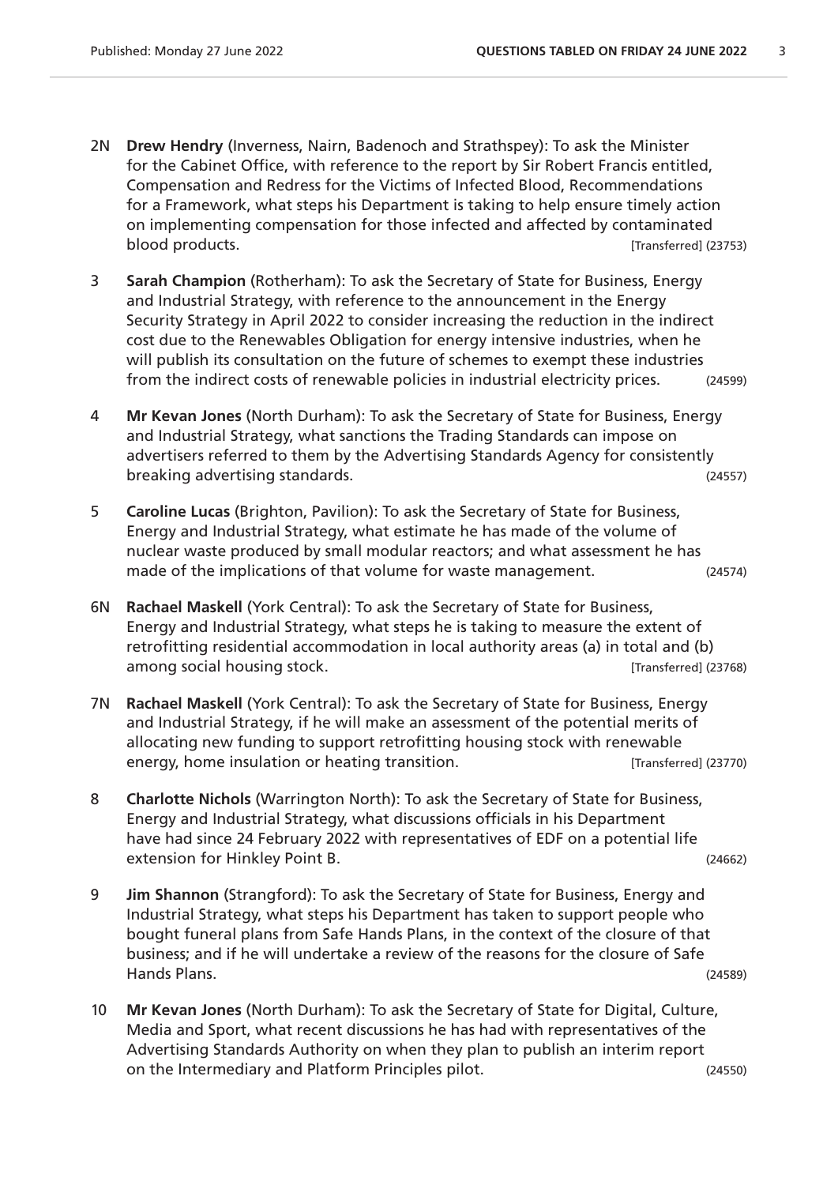2N **Drew Hendry** (Inverness, Nairn, Badenoch and Strathspey): To ask the Minister for the Cabinet Office, with reference to the report by Sir Robert Francis entitled, Compensation and Redress for the Victims of Infected Blood, Recommendations for a Framework, what steps his Department is taking to help ensure timely action on implementing compensation for those infected and affected by contaminated blood products. [Transferred] (23753)

3 **Sarah Champion** (Rotherham): To ask the Secretary of State for Business, Energy and Industrial Strategy, with reference to the announcement in the Energy Security Strategy in April 2022 to consider increasing the reduction in the indirect cost due to the Renewables Obligation for energy intensive industries, when he will publish its consultation on the future of schemes to exempt these industries from the indirect costs of renewable policies in industrial electricity prices. (24599)

4 **Mr Kevan Jones** (North Durham): To ask the Secretary of State for Business, Energy and Industrial Strategy, what sanctions the Trading Standards can impose on advertisers referred to them by the Advertising Standards Agency for consistently breaking advertising standards. (24557)

5 **Caroline Lucas** (Brighton, Pavilion): To ask the Secretary of State for Business, Energy and Industrial Strategy, what estimate he has made of the volume of nuclear waste produced by small modular reactors; and what assessment he has made of the implications of that volume for waste management. (24574)

6N **Rachael Maskell** (York Central): To ask the Secretary of State for Business, Energy and Industrial Strategy, what steps he is taking to measure the extent of retrofitting residential accommodation in local authority areas (a) in total and (b) among social housing stock. [Transferred] (23768)

7N **Rachael Maskell** (York Central): To ask the Secretary of State for Business, Energy and Industrial Strategy, if he will make an assessment of the potential merits of allocating new funding to support retrofitting housing stock with renewable energy, home insulation or heating transition. [Transferred] (23770)

8 **Charlotte Nichols** (Warrington North): To ask the Secretary of State for Business, Energy and Industrial Strategy, what discussions officials in his Department have had since 24 February 2022 with representatives of EDF on a potential life extension for Hinkley Point B. (24662)

9 **Jim Shannon** (Strangford): To ask the Secretary of State for Business, Energy and Industrial Strategy, what steps his Department has taken to support people who bought funeral plans from Safe Hands Plans, in the context of the closure of that business; and if he will undertake a review of the reasons for the closure of Safe Hands Plans. (24589)

10 **Mr Kevan Jones** (North Durham): To ask the Secretary of State for Digital, Culture, Media and Sport, what recent discussions he has had with representatives of the Advertising Standards Authority on when they plan to publish an interim report on the Intermediary and Platform Principles pilot. (24550)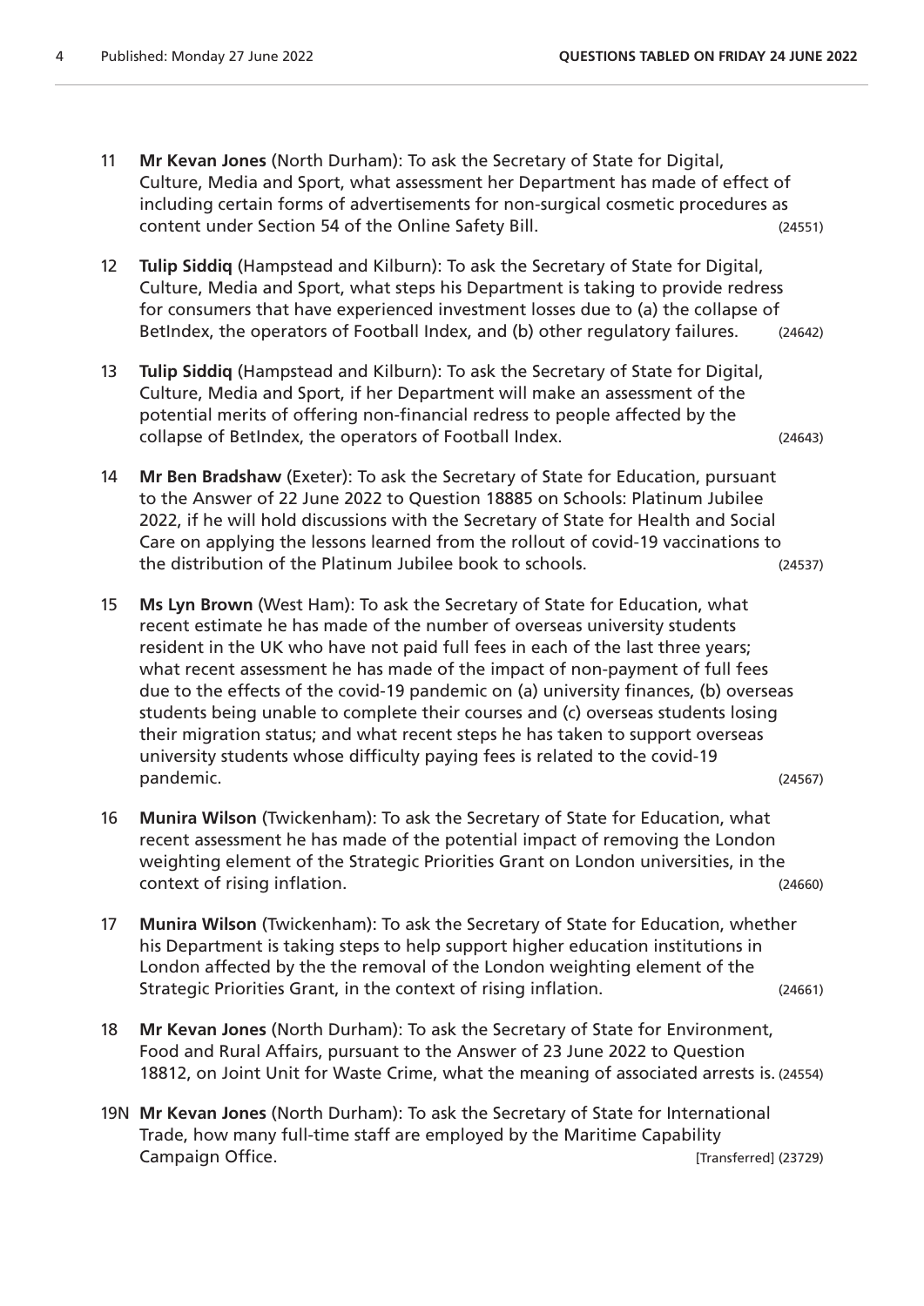11 **Mr Kevan Jones** (North Durham): To ask the Secretary of State for Digital, Culture, Media and Sport, what assessment her Department has made of effect of including certain forms of advertisements for non-surgical cosmetic procedures as content under Section 54 of the Online Safety Bill. (24551)

12 **Tulip Siddiq** (Hampstead and Kilburn): To ask the Secretary of State for Digital, Culture, Media and Sport, what steps his Department is taking to provide redress for consumers that have experienced investment losses due to (a) the collapse of BetIndex, the operators of Football Index, and (b) other regulatory failures. (24642)

13 **Tulip Siddiq** (Hampstead and Kilburn): To ask the Secretary of State for Digital, Culture, Media and Sport, if her Department will make an assessment of the potential merits of offering non-financial redress to people affected by the collapse of BetIndex, the operators of Football Index. (24643)

14 **Mr Ben Bradshaw** (Exeter): To ask the Secretary of State for Education, pursuant to the Answer of 22 June 2022 to Question 18885 on Schools: Platinum Jubilee 2022, if he will hold discussions with the Secretary of State for Health and Social Care on applying the lessons learned from the rollout of covid-19 vaccinations to the distribution of the Platinum Jubilee book to schools. (24537)

15 **Ms Lyn Brown** (West Ham): To ask the Secretary of State for Education, what recent estimate he has made of the number of overseas university students resident in the UK who have not paid full fees in each of the last three years; what recent assessment he has made of the impact of non-payment of full fees due to the effects of the covid-19 pandemic on (a) university finances, (b) overseas students being unable to complete their courses and (c) overseas students losing their migration status; and what recent steps he has taken to support overseas university students whose difficulty paying fees is related to the covid-19 pandemic. (24567)

16 **Munira Wilson** (Twickenham): To ask the Secretary of State for Education, what recent assessment he has made of the potential impact of removing the London weighting element of the Strategic Priorities Grant on London universities, in the context of rising inflation. (24660)

17 **Munira Wilson** (Twickenham): To ask the Secretary of State for Education, whether his Department is taking steps to help support higher education institutions in London affected by the the removal of the London weighting element of the Strategic Priorities Grant, in the context of rising inflation. (24661)

18 **Mr Kevan Jones** (North Durham): To ask the Secretary of State for Environment, Food and Rural Affairs, pursuant to the Answer of 23 June 2022 to Question 18812, on Joint Unit for Waste Crime, what the meaning of associated arrests is. (24554)

19N **Mr Kevan Jones** (North Durham): To ask the Secretary of State for International Trade, how many full-time staff are employed by the Maritime Capability Campaign Office. [Transferred] (23729)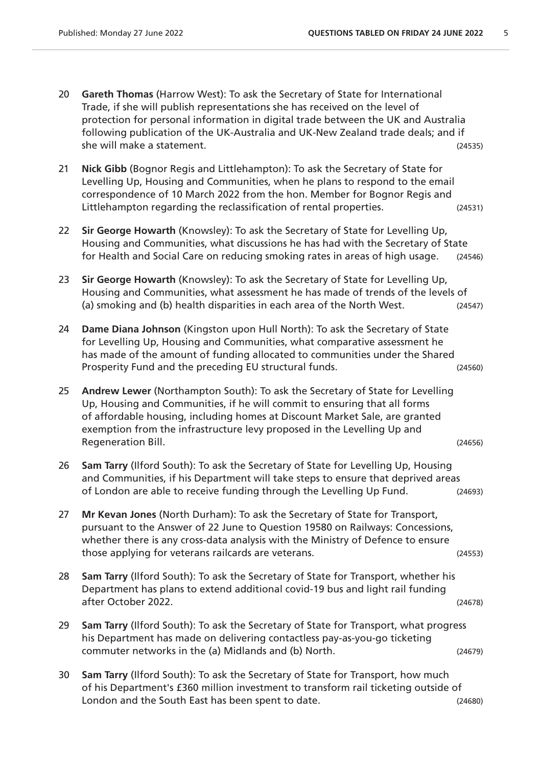20 **Gareth Thomas** (Harrow West): To ask the Secretary of State for International Trade, if she will publish representations she has received on the level of protection for personal information in digital trade between the UK and Australia following publication of the UK-Australia and UK-New Zealand trade deals; and if she will make a statement. (24535)

21 **Nick Gibb** (Bognor Regis and Littlehampton): To ask the Secretary of State for Levelling Up, Housing and Communities, when he plans to respond to the email correspondence of 10 March 2022 from the hon. Member for Bognor Regis and Littlehampton regarding the reclassification of rental properties. (24531)

22 **Sir George Howarth** (Knowsley): To ask the Secretary of State for Levelling Up, Housing and Communities, what discussions he has had with the Secretary of State for Health and Social Care on reducing smoking rates in areas of high usage. (24546)

23 **Sir George Howarth** (Knowsley): To ask the Secretary of State for Levelling Up, Housing and Communities, what assessment he has made of trends of the levels of (a) smoking and (b) health disparities in each area of the North West. (24547)

24 **Dame Diana Johnson** (Kingston upon Hull North): To ask the Secretary of State for Levelling Up, Housing and Communities, what comparative assessment he has made of the amount of funding allocated to communities under the Shared Prosperity Fund and the preceding EU structural funds. (24560)

25 **Andrew Lewer** (Northampton South): To ask the Secretary of State for Levelling Up, Housing and Communities, if he will commit to ensuring that all forms of affordable housing, including homes at Discount Market Sale, are granted exemption from the infrastructure levy proposed in the Levelling Up and Regeneration Bill. (24656)

26 **Sam Tarry** (Ilford South): To ask the Secretary of State for Levelling Up, Housing and Communities, if his Department will take steps to ensure that deprived areas of London are able to receive funding through the Levelling Up Fund. (24693)

27 **Mr Kevan Jones** (North Durham): To ask the Secretary of State for Transport, pursuant to the Answer of 22 June to Question 19580 on Railways: Concessions, whether there is any cross-data analysis with the Ministry of Defence to ensure those applying for veterans railcards are veterans. (24553)

28 **Sam Tarry** (Ilford South): To ask the Secretary of State for Transport, whether his Department has plans to extend additional covid-19 bus and light rail funding after October 2022. (24678)

29 **Sam Tarry** (Ilford South): To ask the Secretary of State for Transport, what progress his Department has made on delivering contactless pay-as-you-go ticketing commuter networks in the (a) Midlands and (b) North. (24679)

30 **Sam Tarry** (Ilford South): To ask the Secretary of State for Transport, how much of his Department's £360 million investment to transform rail ticketing outside of London and the South East has been spent to date. (24680)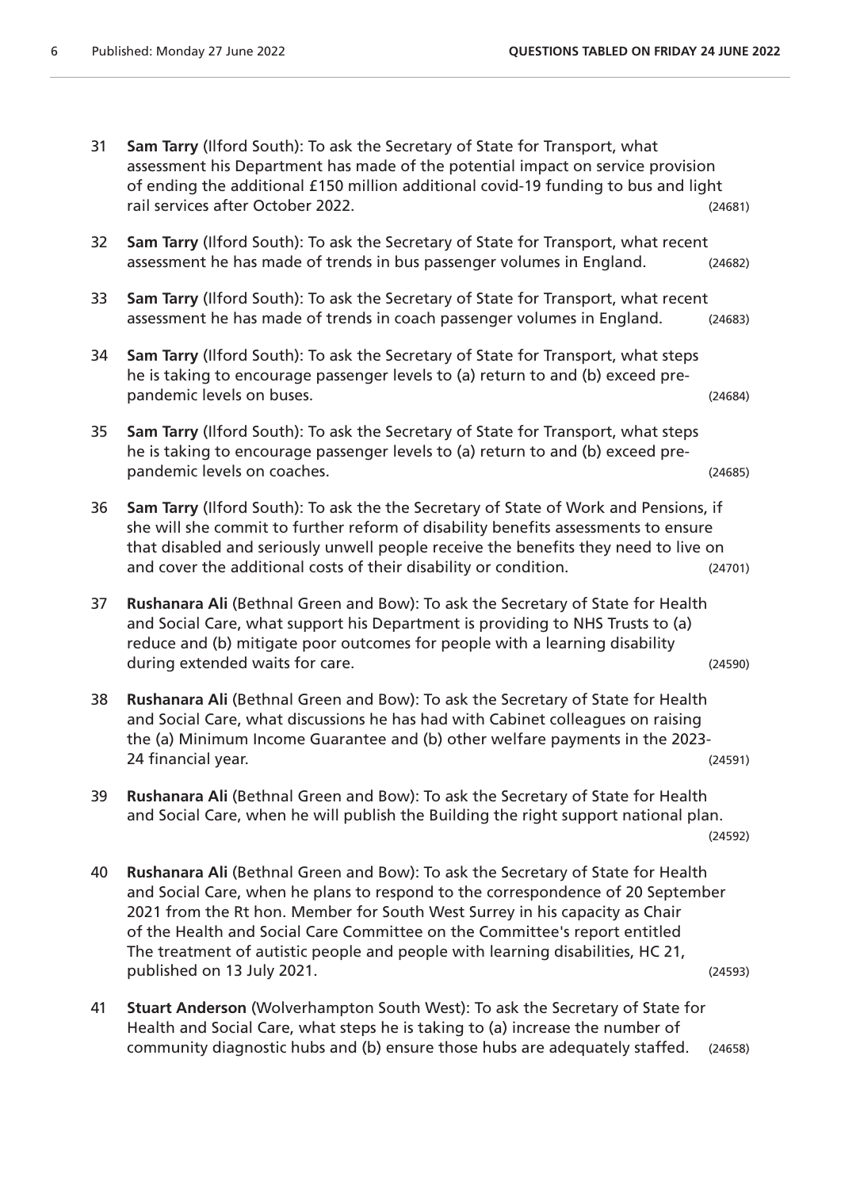31 **Sam Tarry** (Ilford South): To ask the Secretary of State for Transport, what assessment his Department has made of the potential impact on service provision of ending the additional £150 million additional covid-19 funding to bus and light rail services after October 2022. (24681)

32 **Sam Tarry** (Ilford South): To ask the Secretary of State for Transport, what recent assessment he has made of trends in bus passenger volumes in England. (24682)

33 **Sam Tarry** (Ilford South): To ask the Secretary of State for Transport, what recent assessment he has made of trends in coach passenger volumes in England. (24683)

34 **Sam Tarry** (Ilford South): To ask the Secretary of State for Transport, what steps he is taking to encourage passenger levels to (a) return to and (b) exceed pre-pandemic levels on buses. (24684)

35 **Sam Tarry** (Ilford South): To ask the Secretary of State for Transport, what steps he is taking to encourage passenger levels to (a) return to and (b) exceed pre-pandemic levels on coaches. (24685)

36 **Sam Tarry** (Ilford South): To ask the the Secretary of State of Work and Pensions, if she will she commit to further reform of disability benefits assessments to ensure that disabled and seriously unwell people receive the benefits they need to live on and cover the additional costs of their disability or condition. (24701)

37 **Rushanara Ali** (Bethnal Green and Bow): To ask the Secretary of State for Health and Social Care, what support his Department is providing to NHS Trusts to (a) reduce and (b) mitigate poor outcomes for people with a learning disability during extended waits for care. (24590)

38 **Rushanara Ali** (Bethnal Green and Bow): To ask the Secretary of State for Health and Social Care, what discussions he has had with Cabinet colleagues on raising the (a) Minimum Income Guarantee and (b) other welfare payments in the 2023-24 financial year. (24591)

39 **Rushanara Ali** (Bethnal Green and Bow): To ask the Secretary of State for Health and Social Care, when he will publish the Building the right support national plan. (24592)

40 **Rushanara Ali** (Bethnal Green and Bow): To ask the Secretary of State for Health and Social Care, when he plans to respond to the correspondence of 20 September 2021 from the Rt hon. Member for South West Surrey in his capacity as Chair of the Health and Social Care Committee on the Committee's report entitled The treatment of autistic people and people with learning disabilities, HC 21, published on 13 July 2021. (24593)

41 **Stuart Anderson** (Wolverhampton South West): To ask the Secretary of State for Health and Social Care, what steps he is taking to (a) increase the number of community diagnostic hubs and (b) ensure those hubs are adequately staffed. (24658)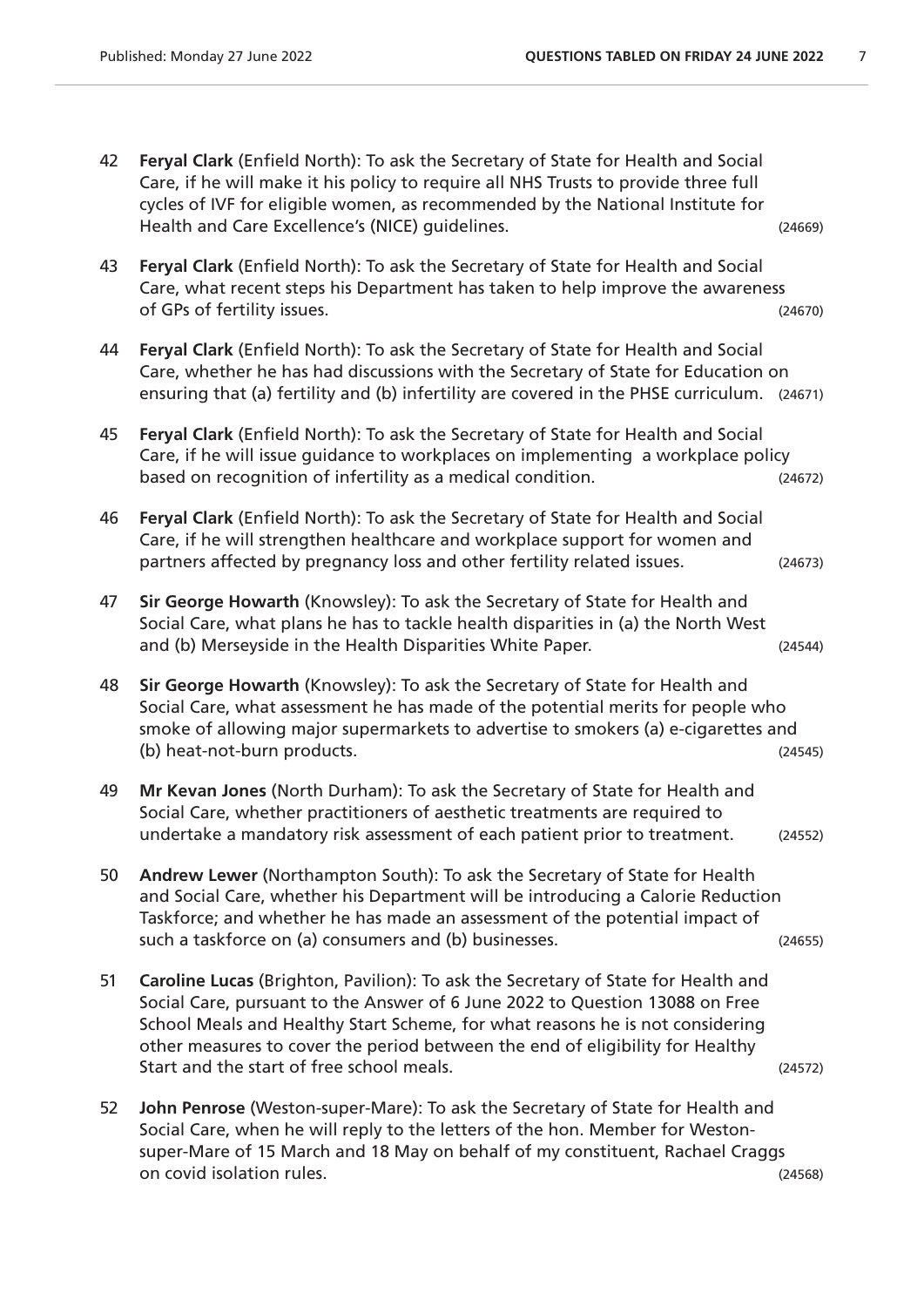42 **Feryal Clark** (Enfield North): To ask the Secretary of State for Health and Social Care, if he will make it his policy to require all NHS Trusts to provide three full cycles of IVF for eligible women, as recommended by the National Institute for Health and Care Excellence's (NICE) guidelines. (24669)

43 **Feryal Clark** (Enfield North): To ask the Secretary of State for Health and Social Care, what recent steps his Department has taken to help improve the awareness of GPs of fertility issues. (24670)

44 **Feryal Clark** (Enfield North): To ask the Secretary of State for Health and Social Care, whether he has had discussions with the Secretary of State for Education on ensuring that (a) fertility and (b) infertility are covered in the PHSE curriculum. (24671)

45 **Feryal Clark** (Enfield North): To ask the Secretary of State for Health and Social Care, if he will issue guidance to workplaces on implementing a workplace policy based on recognition of infertility as a medical condition. (24672)

46 **Feryal Clark** (Enfield North): To ask the Secretary of State for Health and Social Care, if he will strengthen healthcare and workplace support for women and partners affected by pregnancy loss and other fertility related issues. (24673)

47 **Sir George Howarth** (Knowsley): To ask the Secretary of State for Health and Social Care, what plans he has to tackle health disparities in (a) the North West and (b) Merseyside in the Health Disparities White Paper. (24544)

48 **Sir George Howarth** (Knowsley): To ask the Secretary of State for Health and Social Care, what assessment he has made of the potential merits for people who smoke of allowing major supermarkets to advertise to smokers (a) e-cigarettes and (b) heat-not-burn products. (24545)

49 **Mr Kevan Jones** (North Durham): To ask the Secretary of State for Health and Social Care, whether practitioners of aesthetic treatments are required to undertake a mandatory risk assessment of each patient prior to treatment. (24552)

50 **Andrew Lewer** (Northampton South): To ask the Secretary of State for Health and Social Care, whether his Department will be introducing a Calorie Reduction Taskforce; and whether he has made an assessment of the potential impact of such a taskforce on (a) consumers and (b) businesses. (24655)

51 **Caroline Lucas** (Brighton, Pavilion): To ask the Secretary of State for Health and Social Care, pursuant to the Answer of 6 June 2022 to Question 13088 on Free School Meals and Healthy Start Scheme, for what reasons he is not considering other measures to cover the period between the end of eligibility for Healthy Start and the start of free school meals. (24572)

52 **John Penrose** (Weston-super-Mare): To ask the Secretary of State for Health and Social Care, when he will reply to the letters of the hon. Member for Weston-super-Mare of 15 March and 18 May on behalf of my constituent, Rachael Craggs on covid isolation rules. (24568)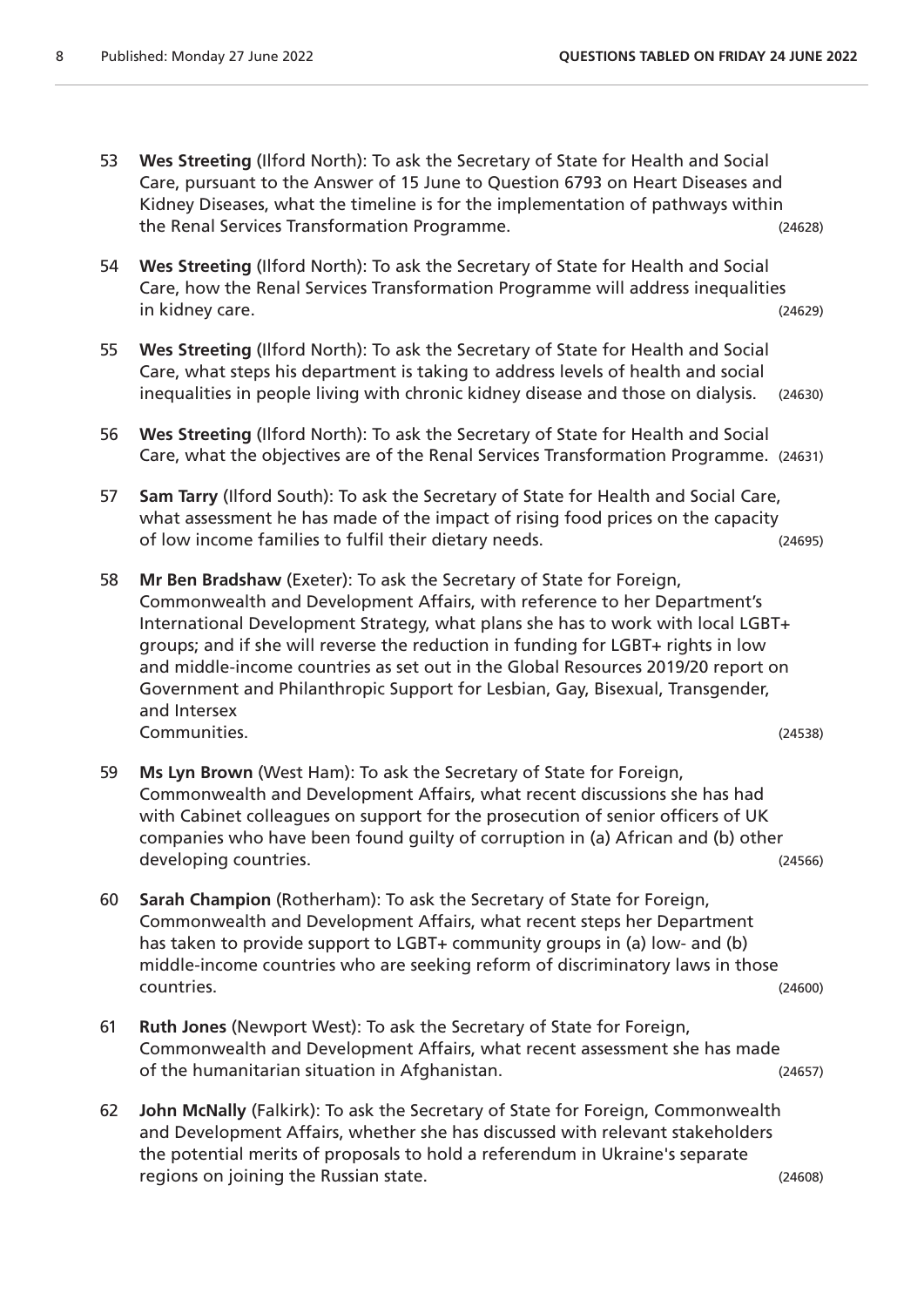53 **Wes Streeting** (Ilford North): To ask the Secretary of State for Health and Social Care, pursuant to the Answer of 15 June to Question 6793 on Heart Diseases and Kidney Diseases, what the timeline is for the implementation of pathways within the Renal Services Transformation Programme. (24628)

54 **Wes Streeting** (Ilford North): To ask the Secretary of State for Health and Social Care, how the Renal Services Transformation Programme will address inequalities in kidney care. (24629)

55 **Wes Streeting** (Ilford North): To ask the Secretary of State for Health and Social Care, what steps his department is taking to address levels of health and social inequalities in people living with chronic kidney disease and those on dialysis. (24630)

56 **Wes Streeting** (Ilford North): To ask the Secretary of State for Health and Social Care, what the objectives are of the Renal Services Transformation Programme. (24631)

57 **Sam Tarry** (Ilford South): To ask the Secretary of State for Health and Social Care, what assessment he has made of the impact of rising food prices on the capacity of low income families to fulfil their dietary needs. (24695)

58 **Mr Ben Bradshaw** (Exeter): To ask the Secretary of State for Foreign, Commonwealth and Development Affairs, with reference to her Department's International Development Strategy, what plans she has to work with local LGBT+ groups; and if she will reverse the reduction in funding for LGBT+ rights in low and middle-income countries as set out in the Global Resources 2019/20 report on Government and Philanthropic Support for Lesbian, Gay, Bisexual, Transgender, and Intersex Communities. (24538)

59 **Ms Lyn Brown** (West Ham): To ask the Secretary of State for Foreign, Commonwealth and Development Affairs, what recent discussions she has had with Cabinet colleagues on support for the prosecution of senior officers of UK companies who have been found guilty of corruption in (a) African and (b) other developing countries. (24566)

60 **Sarah Champion** (Rotherham): To ask the Secretary of State for Foreign, Commonwealth and Development Affairs, what recent steps her Department has taken to provide support to LGBT+ community groups in (a) low- and (b) middle-income countries who are seeking reform of discriminatory laws in those countries. (24600)

61 **Ruth Jones** (Newport West): To ask the Secretary of State for Foreign, Commonwealth and Development Affairs, what recent assessment she has made of the humanitarian situation in Afghanistan. (24657)

62 **John McNally** (Falkirk): To ask the Secretary of State for Foreign, Commonwealth and Development Affairs, whether she has discussed with relevant stakeholders the potential merits of proposals to hold a referendum in Ukraine's separate regions on joining the Russian state. (24608)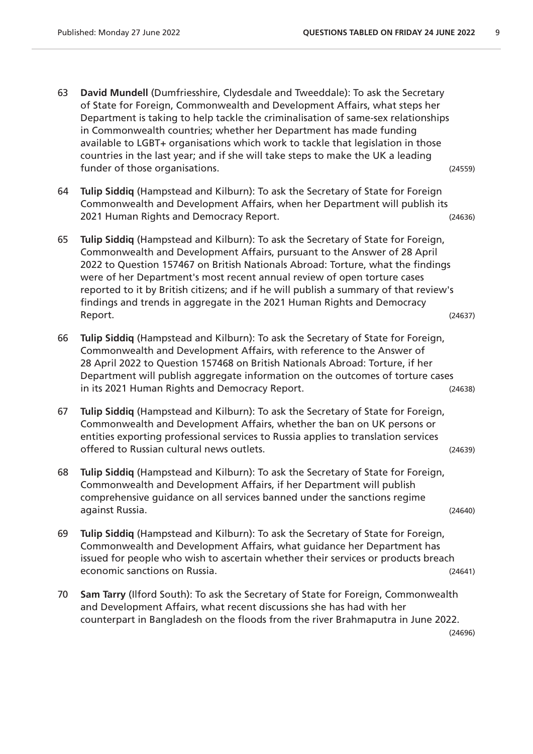63 **David Mundell** (Dumfriesshire, Clydesdale and Tweeddale): To ask the Secretary of State for Foreign, Commonwealth and Development Affairs, what steps her Department is taking to help tackle the criminalisation of same-sex relationships in Commonwealth countries; whether her Department has made funding available to LGBT+ organisations which work to tackle that legislation in those countries in the last year; and if she will take steps to make the UK a leading funder of those organisations. (24559)

64 **Tulip Siddiq** (Hampstead and Kilburn): To ask the Secretary of State for Foreign Commonwealth and Development Affairs, when her Department will publish its 2021 Human Rights and Democracy Report. (24636)

65 **Tulip Siddiq** (Hampstead and Kilburn): To ask the Secretary of State for Foreign, Commonwealth and Development Affairs, pursuant to the Answer of 28 April 2022 to Question 157467 on British Nationals Abroad: Torture, what the findings were of her Department's most recent annual review of open torture cases reported to it by British citizens; and if he will publish a summary of that review's findings and trends in aggregate in the 2021 Human Rights and Democracy Report. (24637)

66 **Tulip Siddiq** (Hampstead and Kilburn): To ask the Secretary of State for Foreign, Commonwealth and Development Affairs, with reference to the Answer of 28 April 2022 to Question 157468 on British Nationals Abroad: Torture, if her Department will publish aggregate information on the outcomes of torture cases in its 2021 Human Rights and Democracy Report. (24638)

67 **Tulip Siddiq** (Hampstead and Kilburn): To ask the Secretary of State for Foreign, Commonwealth and Development Affairs, whether the ban on UK persons or entities exporting professional services to Russia applies to translation services offered to Russian cultural news outlets. (24639)

68 **Tulip Siddiq** (Hampstead and Kilburn): To ask the Secretary of State for Foreign, Commonwealth and Development Affairs, if her Department will publish comprehensive guidance on all services banned under the sanctions regime against Russia. (24640)

69 **Tulip Siddiq** (Hampstead and Kilburn): To ask the Secretary of State for Foreign, Commonwealth and Development Affairs, what guidance her Department has issued for people who wish to ascertain whether their services or products breach economic sanctions on Russia. (24641)

70 **Sam Tarry** (Ilford South): To ask the Secretary of State for Foreign, Commonwealth and Development Affairs, what recent discussions she has had with her counterpart in Bangladesh on the floods from the river Brahmaputra in June 2022. (24696)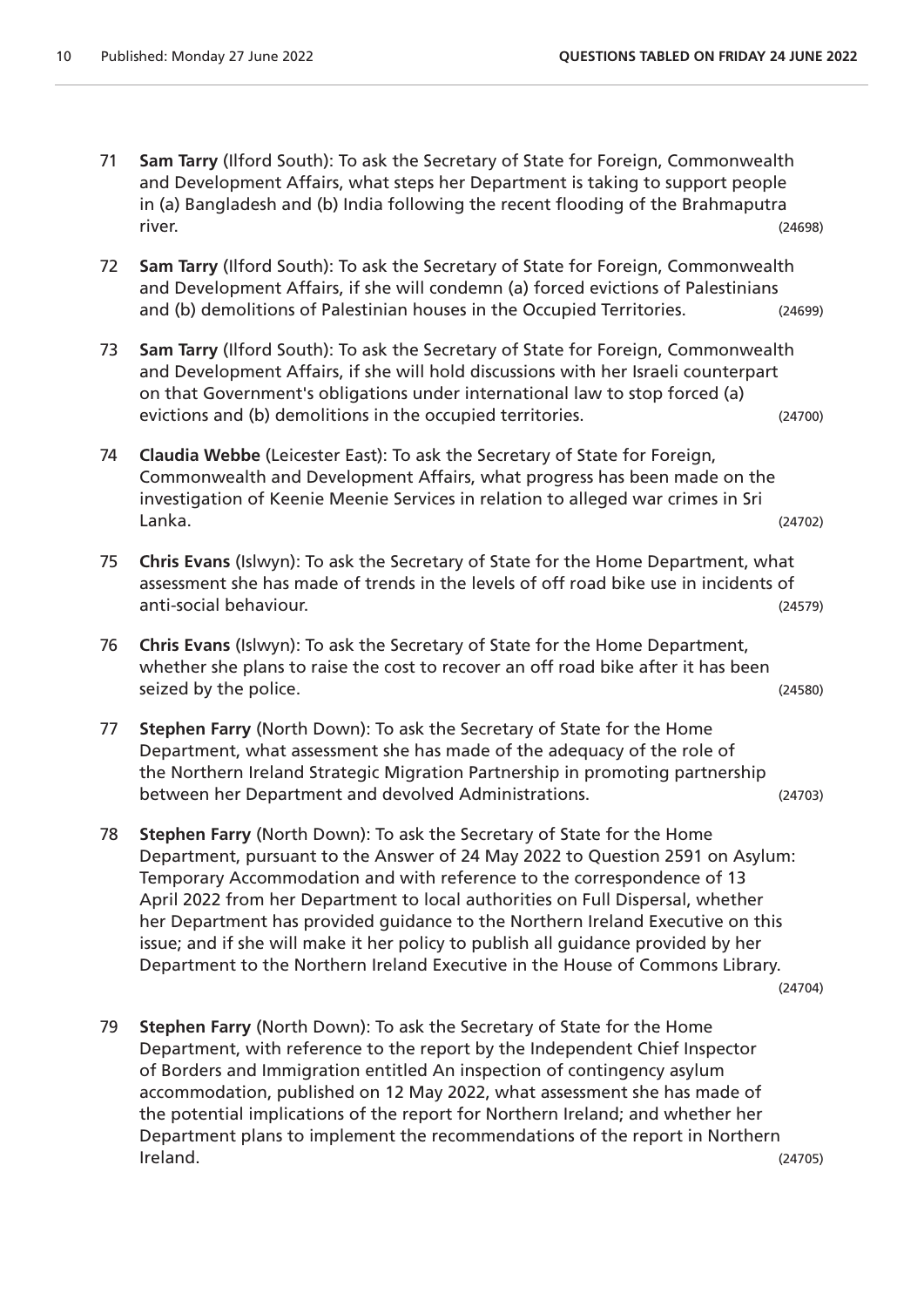71 **Sam Tarry** (Ilford South): To ask the Secretary of State for Foreign, Commonwealth and Development Affairs, what steps her Department is taking to support people in (a) Bangladesh and (b) India following the recent flooding of the Brahmaputra river. (24698)

72 **Sam Tarry** (Ilford South): To ask the Secretary of State for Foreign, Commonwealth and Development Affairs, if she will condemn (a) forced evictions of Palestinians and (b) demolitions of Palestinian houses in the Occupied Territories. (24699)

73 **Sam Tarry** (Ilford South): To ask the Secretary of State for Foreign, Commonwealth and Development Affairs, if she will hold discussions with her Israeli counterpart on that Government's obligations under international law to stop forced (a) evictions and (b) demolitions in the occupied territories. (24700)

74 **Claudia Webbe** (Leicester East): To ask the Secretary of State for Foreign, Commonwealth and Development Affairs, what progress has been made on the investigation of Keenie Meenie Services in relation to alleged war crimes in Sri Lanka. (24702)

75 **Chris Evans** (Islwyn): To ask the Secretary of State for the Home Department, what assessment she has made of trends in the levels of off road bike use in incidents of anti-social behaviour. (24579)

76 **Chris Evans** (Islwyn): To ask the Secretary of State for the Home Department, whether she plans to raise the cost to recover an off road bike after it has been seized by the police. (24580)

77 **Stephen Farry** (North Down): To ask the Secretary of State for the Home Department, what assessment she has made of the adequacy of the role of the Northern Ireland Strategic Migration Partnership in promoting partnership between her Department and devolved Administrations. (24703)

78 **Stephen Farry** (North Down): To ask the Secretary of State for the Home Department, pursuant to the Answer of 24 May 2022 to Question 2591 on Asylum: Temporary Accommodation and with reference to the correspondence of 13 April 2022 from her Department to local authorities on Full Dispersal, whether her Department has provided guidance to the Northern Ireland Executive on this issue; and if she will make it her policy to publish all guidance provided by her Department to the Northern Ireland Executive in the House of Commons Library. (24704)

79 **Stephen Farry** (North Down): To ask the Secretary of State for the Home Department, with reference to the report by the Independent Chief Inspector of Borders and Immigration entitled An inspection of contingency asylum accommodation, published on 12 May 2022, what assessment she has made of the potential implications of the report for Northern Ireland; and whether her Department plans to implement the recommendations of the report in Northern Ireland. (24705)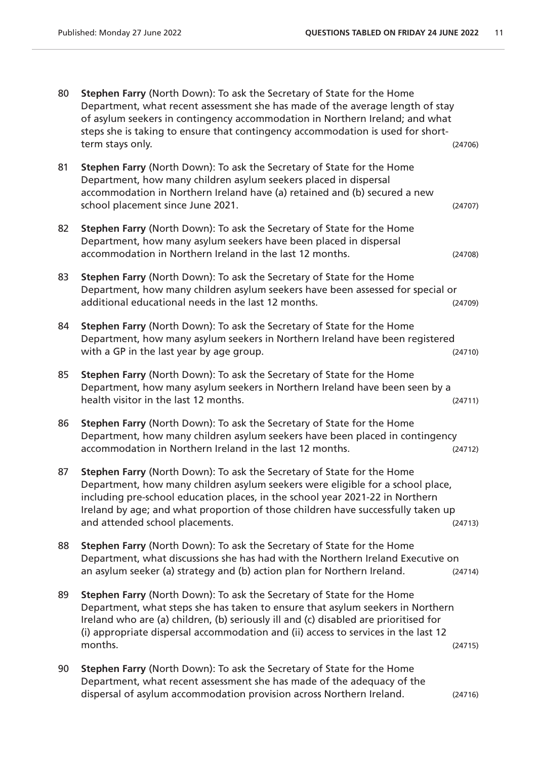80 **Stephen Farry** (North Down): To ask the Secretary of State for the Home Department, what recent assessment she has made of the average length of stay of asylum seekers in contingency accommodation in Northern Ireland; and what steps she is taking to ensure that contingency accommodation is used for short-term stays only. (24706)

81 **Stephen Farry** (North Down): To ask the Secretary of State for the Home Department, how many children asylum seekers placed in dispersal accommodation in Northern Ireland have (a) retained and (b) secured a new school placement since June 2021. (24707)

82 **Stephen Farry** (North Down): To ask the Secretary of State for the Home Department, how many asylum seekers have been placed in dispersal accommodation in Northern Ireland in the last 12 months. (24708)

83 **Stephen Farry** (North Down): To ask the Secretary of State for the Home Department, how many children asylum seekers have been assessed for special or additional educational needs in the last 12 months. (24709)

84 **Stephen Farry** (North Down): To ask the Secretary of State for the Home Department, how many asylum seekers in Northern Ireland have been registered with a GP in the last year by age group. (24710)

85 **Stephen Farry** (North Down): To ask the Secretary of State for the Home Department, how many asylum seekers in Northern Ireland have been seen by a health visitor in the last 12 months. (24711)

86 **Stephen Farry** (North Down): To ask the Secretary of State for the Home Department, how many children asylum seekers have been placed in contingency accommodation in Northern Ireland in the last 12 months. (24712)

87 **Stephen Farry** (North Down): To ask the Secretary of State for the Home Department, how many children asylum seekers were eligible for a school place, including pre-school education places, in the school year 2021-22 in Northern Ireland by age; and what proportion of those children have successfully taken up and attended school placements. (24713)

88 **Stephen Farry** (North Down): To ask the Secretary of State for the Home Department, what discussions she has had with the Northern Ireland Executive on an asylum seeker (a) strategy and (b) action plan for Northern Ireland. (24714)

89 **Stephen Farry** (North Down): To ask the Secretary of State for the Home Department, what steps she has taken to ensure that asylum seekers in Northern Ireland who are (a) children, (b) seriously ill and (c) disabled are prioritised for (i) appropriate dispersal accommodation and (ii) access to services in the last 12 months. (24715)

90 **Stephen Farry** (North Down): To ask the Secretary of State for the Home Department, what recent assessment she has made of the adequacy of the dispersal of asylum accommodation provision across Northern Ireland. (24716)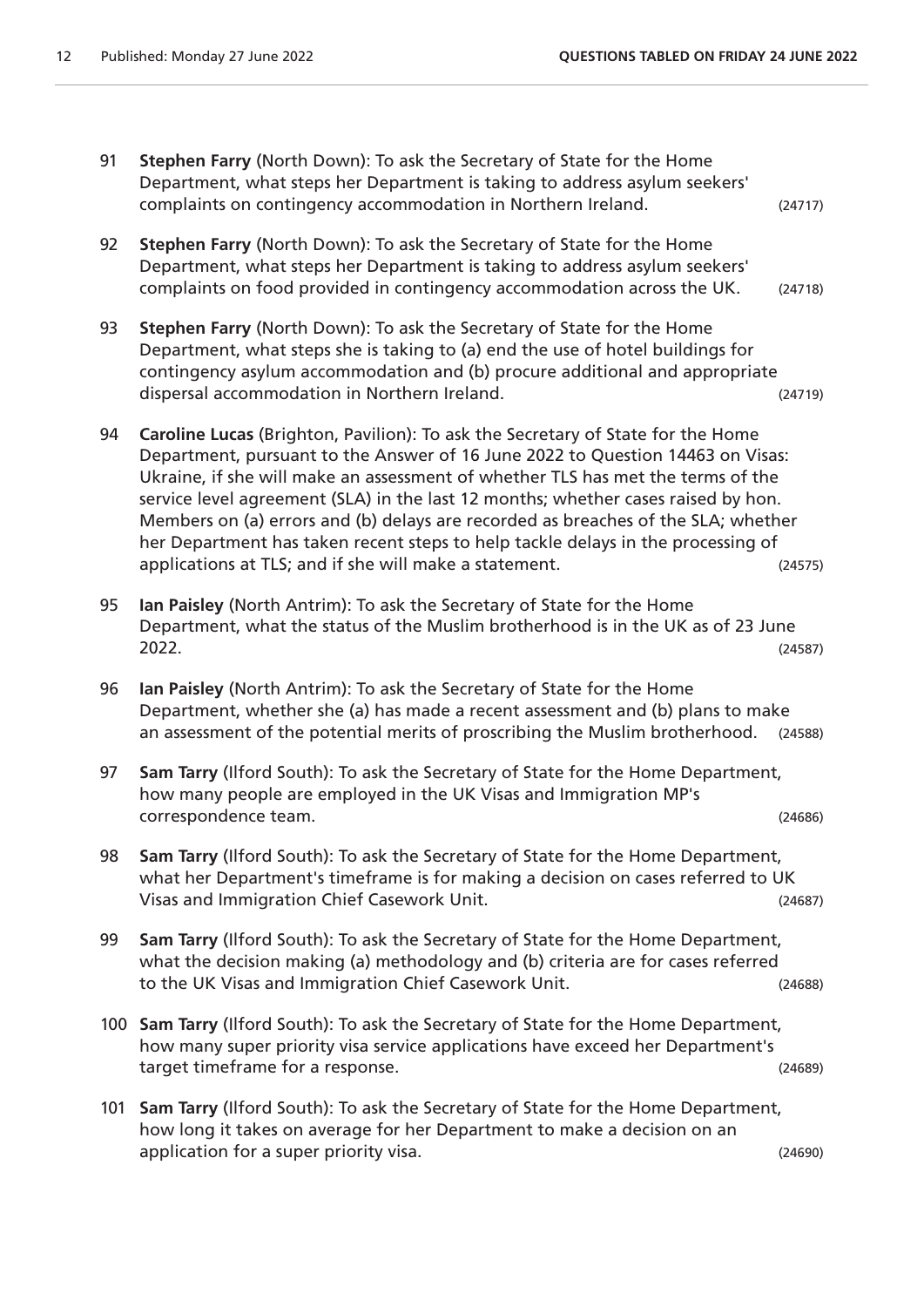91 **Stephen Farry** (North Down): To ask the Secretary of State for the Home Department, what steps her Department is taking to address asylum seekers' complaints on contingency accommodation in Northern Ireland. (24717)

92 **Stephen Farry** (North Down): To ask the Secretary of State for the Home Department, what steps her Department is taking to address asylum seekers' complaints on food provided in contingency accommodation across the UK. (24718)

93 **Stephen Farry** (North Down): To ask the Secretary of State for the Home Department, what steps she is taking to (a) end the use of hotel buildings for contingency asylum accommodation and (b) procure additional and appropriate dispersal accommodation in Northern Ireland. (24719)

94 **Caroline Lucas** (Brighton, Pavilion): To ask the Secretary of State for the Home Department, pursuant to the Answer of 16 June 2022 to Question 14463 on Visas: Ukraine, if she will make an assessment of whether TLS has met the terms of the service level agreement (SLA) in the last 12 months; whether cases raised by hon. Members on (a) errors and (b) delays are recorded as breaches of the SLA; whether her Department has taken recent steps to help tackle delays in the processing of applications at TLS; and if she will make a statement. (24575)

95 **Ian Paisley** (North Antrim): To ask the Secretary of State for the Home Department, what the status of the Muslim brotherhood is in the UK as of 23 June 2022. (24587)

96 **Ian Paisley** (North Antrim): To ask the Secretary of State for the Home Department, whether she (a) has made a recent assessment and (b) plans to make an assessment of the potential merits of proscribing the Muslim brotherhood. (24588)

97 **Sam Tarry** (Ilford South): To ask the Secretary of State for the Home Department, how many people are employed in the UK Visas and Immigration MP's correspondence team. (24686)

98 **Sam Tarry** (Ilford South): To ask the Secretary of State for the Home Department, what her Department's timeframe is for making a decision on cases referred to UK Visas and Immigration Chief Casework Unit. (24687)

99 **Sam Tarry** (Ilford South): To ask the Secretary of State for the Home Department, what the decision making (a) methodology and (b) criteria are for cases referred to the UK Visas and Immigration Chief Casework Unit. (24688)

100 **Sam Tarry** (Ilford South): To ask the Secretary of State for the Home Department, how many super priority visa service applications have exceed her Department's target timeframe for a response. (24689)

101 **Sam Tarry** (Ilford South): To ask the Secretary of State for the Home Department, how long it takes on average for her Department to make a decision on an application for a super priority visa. (24690)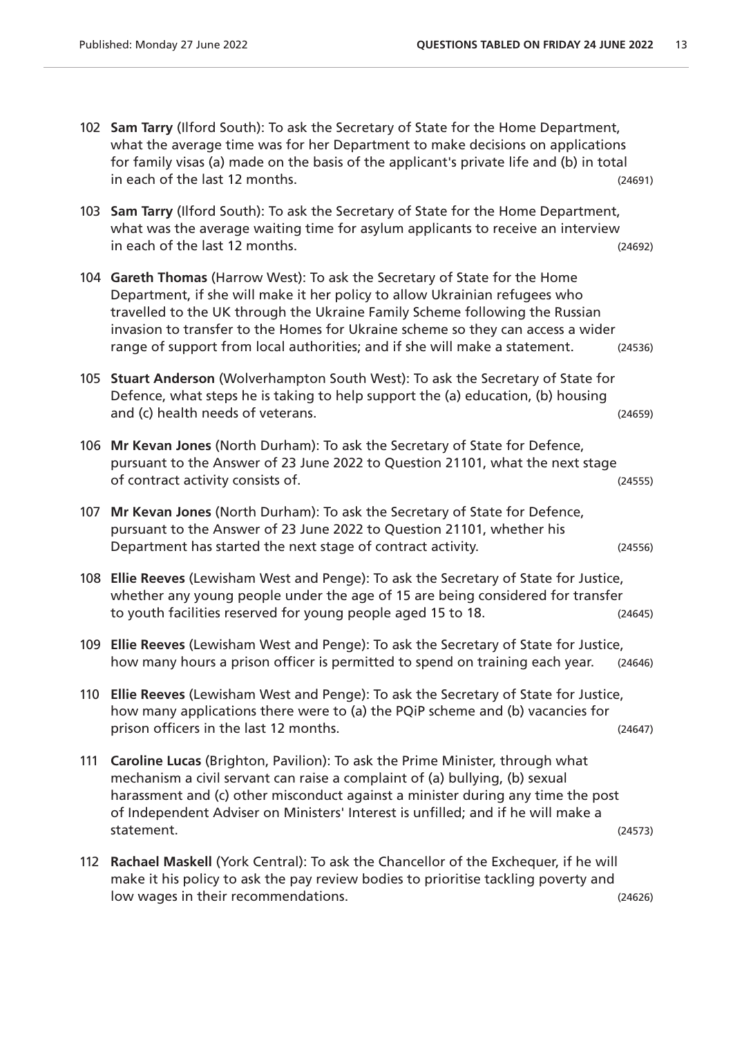102 **Sam Tarry** (Ilford South): To ask the Secretary of State for the Home Department, what the average time was for her Department to make decisions on applications for family visas (a) made on the basis of the applicant's private life and (b) in total in each of the last 12 months. (24691)

103 **Sam Tarry** (Ilford South): To ask the Secretary of State for the Home Department, what was the average waiting time for asylum applicants to receive an interview in each of the last 12 months. (24692)

104 **Gareth Thomas** (Harrow West): To ask the Secretary of State for the Home Department, if she will make it her policy to allow Ukrainian refugees who travelled to the UK through the Ukraine Family Scheme following the Russian invasion to transfer to the Homes for Ukraine scheme so they can access a wider range of support from local authorities; and if she will make a statement. (24536)

105 **Stuart Anderson** (Wolverhampton South West): To ask the Secretary of State for Defence, what steps he is taking to help support the (a) education, (b) housing and (c) health needs of veterans. (24659)

106 **Mr Kevan Jones** (North Durham): To ask the Secretary of State for Defence, pursuant to the Answer of 23 June 2022 to Question 21101, what the next stage of contract activity consists of. (24555)

107 **Mr Kevan Jones** (North Durham): To ask the Secretary of State for Defence, pursuant to the Answer of 23 June 2022 to Question 21101, whether his Department has started the next stage of contract activity. (24556)

108 **Ellie Reeves** (Lewisham West and Penge): To ask the Secretary of State for Justice, whether any young people under the age of 15 are being considered for transfer to youth facilities reserved for young people aged 15 to 18. (24645)

109 **Ellie Reeves** (Lewisham West and Penge): To ask the Secretary of State for Justice, how many hours a prison officer is permitted to spend on training each year. (24646)

110 **Ellie Reeves** (Lewisham West and Penge): To ask the Secretary of State for Justice, how many applications there were to (a) the PQiP scheme and (b) vacancies for prison officers in the last 12 months. (24647)

111 **Caroline Lucas** (Brighton, Pavilion): To ask the Prime Minister, through what mechanism a civil servant can raise a complaint of (a) bullying, (b) sexual harassment and (c) other misconduct against a minister during any time the post of Independent Adviser on Ministers' Interest is unfilled; and if he will make a statement. (24573)

112 **Rachael Maskell** (York Central): To ask the Chancellor of the Exchequer, if he will make it his policy to ask the pay review bodies to prioritise tackling poverty and low wages in their recommendations. (24626)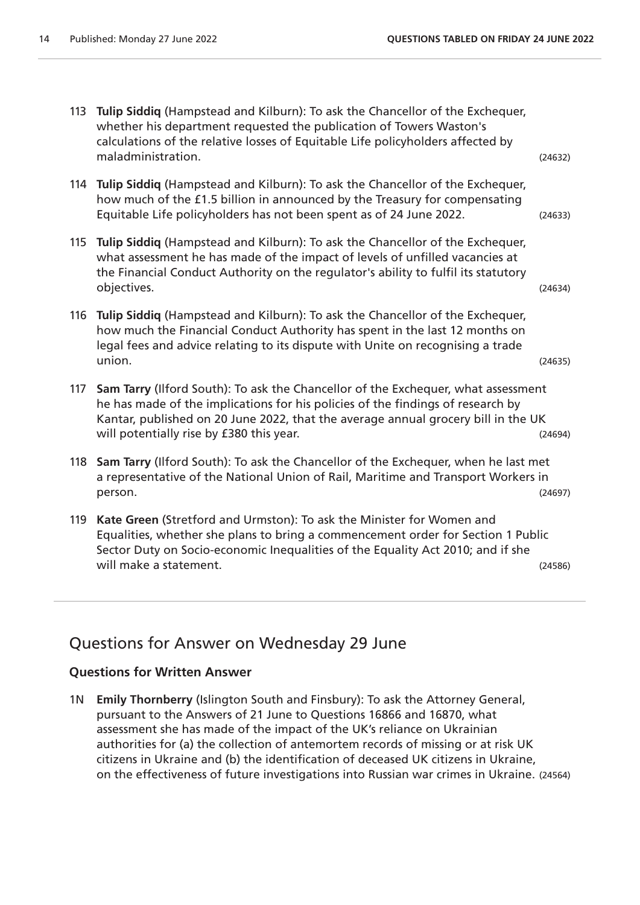113 **Tulip Siddiq** (Hampstead and Kilburn): To ask the Chancellor of the Exchequer, whether his department requested the publication of Towers Waston's calculations of the relative losses of Equitable Life policyholders affected by maladministration. (24632)

114 **Tulip Siddiq** (Hampstead and Kilburn): To ask the Chancellor of the Exchequer, how much of the £1.5 billion in announced by the Treasury for compensating Equitable Life policyholders has not been spent as of 24 June 2022. (24633)

115 **Tulip Siddiq** (Hampstead and Kilburn): To ask the Chancellor of the Exchequer, what assessment he has made of the impact of levels of unfilled vacancies at the Financial Conduct Authority on the regulator's ability to fulfil its statutory objectives. (24634)

116 **Tulip Siddiq** (Hampstead and Kilburn): To ask the Chancellor of the Exchequer, how much the Financial Conduct Authority has spent in the last 12 months on legal fees and advice relating to its dispute with Unite on recognising a trade union. (24635)

117 **Sam Tarry** (Ilford South): To ask the Chancellor of the Exchequer, what assessment he has made of the implications for his policies of the findings of research by Kantar, published on 20 June 2022, that the average annual grocery bill in the UK will potentially rise by £380 this year. (24694)

118 **Sam Tarry** (Ilford South): To ask the Chancellor of the Exchequer, when he last met a representative of the National Union of Rail, Maritime and Transport Workers in person. (24697)

119 **Kate Green** (Stretford and Urmston): To ask the Minister for Women and Equalities, whether she plans to bring a commencement order for Section 1 Public Sector Duty on Socio-economic Inequalities of the Equality Act 2010; and if she will make a statement. (24586)

## Questions for Answer on Wednesday 29 June

### Questions for Written Answer

1N **Emily Thornberry** (Islington South and Finsbury): To ask the Attorney General, pursuant to the Answers of 21 June to Questions 16866 and 16870, what assessment she has made of the impact of the UK's reliance on Ukrainian authorities for (a) the collection of antemortem records of missing or at risk UK citizens in Ukraine and (b) the identification of deceased UK citizens in Ukraine, on the effectiveness of future investigations into Russian war crimes in Ukraine. (24564)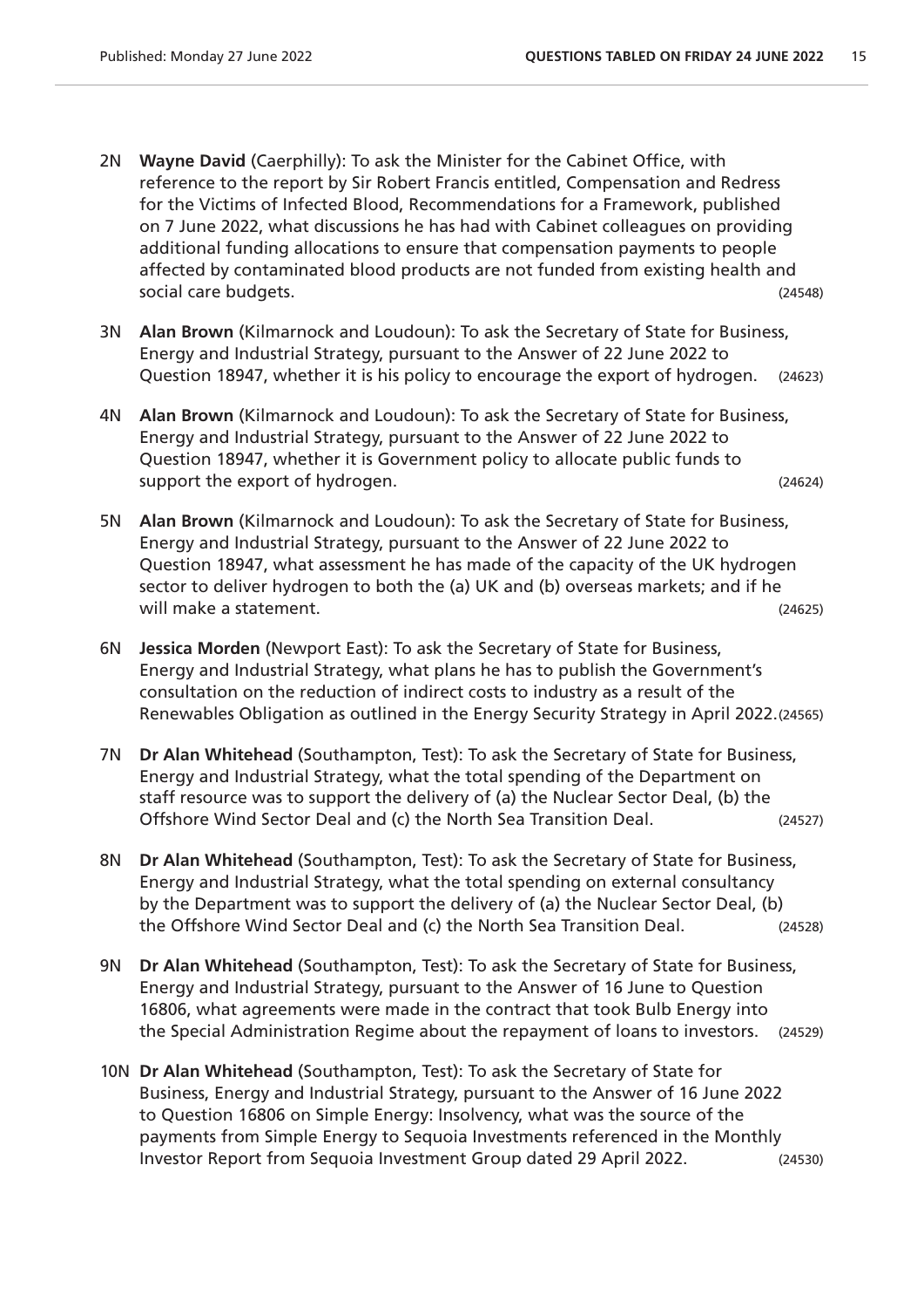2N **Wayne David** (Caerphilly): To ask the Minister for the Cabinet Office, with reference to the report by Sir Robert Francis entitled, Compensation and Redress for the Victims of Infected Blood, Recommendations for a Framework, published on 7 June 2022, what discussions he has had with Cabinet colleagues on providing additional funding allocations to ensure that compensation payments to people affected by contaminated blood products are not funded from existing health and social care budgets. (24548)

3N **Alan Brown** (Kilmarnock and Loudoun): To ask the Secretary of State for Business, Energy and Industrial Strategy, pursuant to the Answer of 22 June 2022 to Question 18947, whether it is his policy to encourage the export of hydrogen. (24623)

4N **Alan Brown** (Kilmarnock and Loudoun): To ask the Secretary of State for Business, Energy and Industrial Strategy, pursuant to the Answer of 22 June 2022 to Question 18947, whether it is Government policy to allocate public funds to support the export of hydrogen. (24624)

5N **Alan Brown** (Kilmarnock and Loudoun): To ask the Secretary of State for Business, Energy and Industrial Strategy, pursuant to the Answer of 22 June 2022 to Question 18947, what assessment he has made of the capacity of the UK hydrogen sector to deliver hydrogen to both the (a) UK and (b) overseas markets; and if he will make a statement. (24625)

6N **Jessica Morden** (Newport East): To ask the Secretary of State for Business, Energy and Industrial Strategy, what plans he has to publish the Government's consultation on the reduction of indirect costs to industry as a result of the Renewables Obligation as outlined in the Energy Security Strategy in April 2022. (24565)

7N **Dr Alan Whitehead** (Southampton, Test): To ask the Secretary of State for Business, Energy and Industrial Strategy, what the total spending of the Department on staff resource was to support the delivery of (a) the Nuclear Sector Deal, (b) the Offshore Wind Sector Deal and (c) the North Sea Transition Deal. (24527)

8N **Dr Alan Whitehead** (Southampton, Test): To ask the Secretary of State for Business, Energy and Industrial Strategy, what the total spending on external consultancy by the Department was to support the delivery of (a) the Nuclear Sector Deal, (b) the Offshore Wind Sector Deal and (c) the North Sea Transition Deal. (24528)

9N **Dr Alan Whitehead** (Southampton, Test): To ask the Secretary of State for Business, Energy and Industrial Strategy, pursuant to the Answer of 16 June to Question 16806, what agreements were made in the contract that took Bulb Energy into the Special Administration Regime about the repayment of loans to investors. (24529)

10N **Dr Alan Whitehead** (Southampton, Test): To ask the Secretary of State for Business, Energy and Industrial Strategy, pursuant to the Answer of 16 June 2022 to Question 16806 on Simple Energy: Insolvency, what was the source of the payments from Simple Energy to Sequoia Investments referenced in the Monthly Investor Report from Sequoia Investment Group dated 29 April 2022. (24530)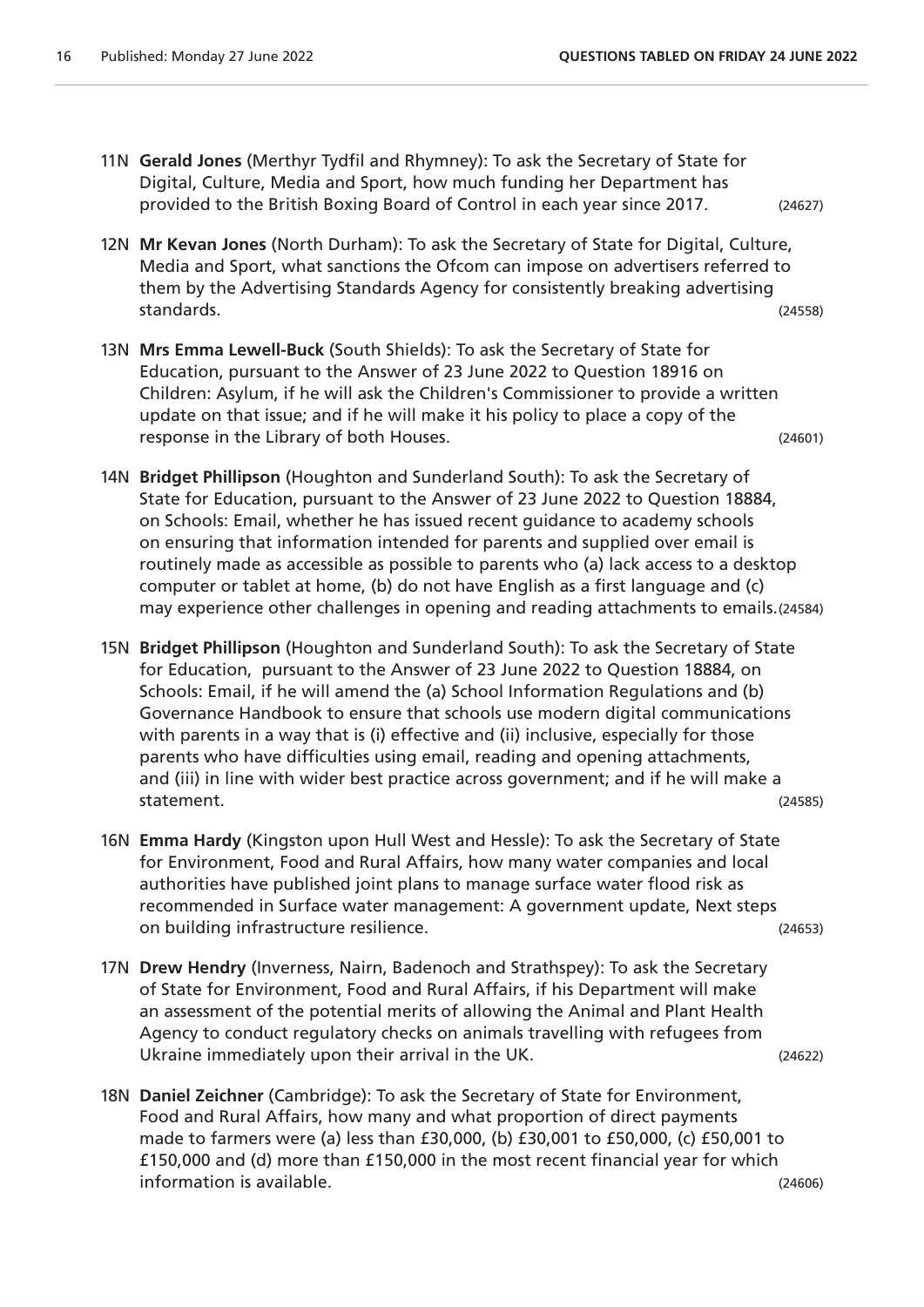11N **Gerald Jones** (Merthyr Tydfil and Rhymney): To ask the Secretary of State for Digital, Culture, Media and Sport, how much funding her Department has provided to the British Boxing Board of Control in each year since 2017. (24627)

12N **Mr Kevan Jones** (North Durham): To ask the Secretary of State for Digital, Culture, Media and Sport, what sanctions the Ofcom can impose on advertisers referred to them by the Advertising Standards Agency for consistently breaking advertising standards. (24558)

13N **Mrs Emma Lewell-Buck** (South Shields): To ask the Secretary of State for Education, pursuant to the Answer of 23 June 2022 to Question 18916 on Children: Asylum, if he will ask the Children's Commissioner to provide a written update on that issue; and if he will make it his policy to place a copy of the response in the Library of both Houses. (24601)

14N **Bridget Phillipson** (Houghton and Sunderland South): To ask the Secretary of State for Education, pursuant to the Answer of 23 June 2022 to Question 18884, on Schools: Email, whether he has issued recent guidance to academy schools on ensuring that information intended for parents and supplied over email is routinely made as accessible as possible to parents who (a) lack access to a desktop computer or tablet at home, (b) do not have English as a first language and (c) may experience other challenges in opening and reading attachments to emails. (24584)

15N **Bridget Phillipson** (Houghton and Sunderland South): To ask the Secretary of State for Education, pursuant to the Answer of 23 June 2022 to Question 18884, on Schools: Email, if he will amend the (a) School Information Regulations and (b) Governance Handbook to ensure that schools use modern digital communications with parents in a way that is (i) effective and (ii) inclusive, especially for those parents who have difficulties using email, reading and opening attachments, and (iii) in line with wider best practice across government; and if he will make a statement. (24585)

16N **Emma Hardy** (Kingston upon Hull West and Hessle): To ask the Secretary of State for Environment, Food and Rural Affairs, how many water companies and local authorities have published joint plans to manage surface water flood risk as recommended in Surface water management: A government update, Next steps on building infrastructure resilience. (24653)

17N **Drew Hendry** (Inverness, Nairn, Badenoch and Strathspey): To ask the Secretary of State for Environment, Food and Rural Affairs, if his Department will make an assessment of the potential merits of allowing the Animal and Plant Health Agency to conduct regulatory checks on animals travelling with refugees from Ukraine immediately upon their arrival in the UK. (24622)

18N **Daniel Zeichner** (Cambridge): To ask the Secretary of State for Environment, Food and Rural Affairs, how many and what proportion of direct payments made to farmers were (a) less than £30,000, (b) £30,001 to £50,000, (c) £50,001 to £150,000 and (d) more than £150,000 in the most recent financial year for which information is available. (24606)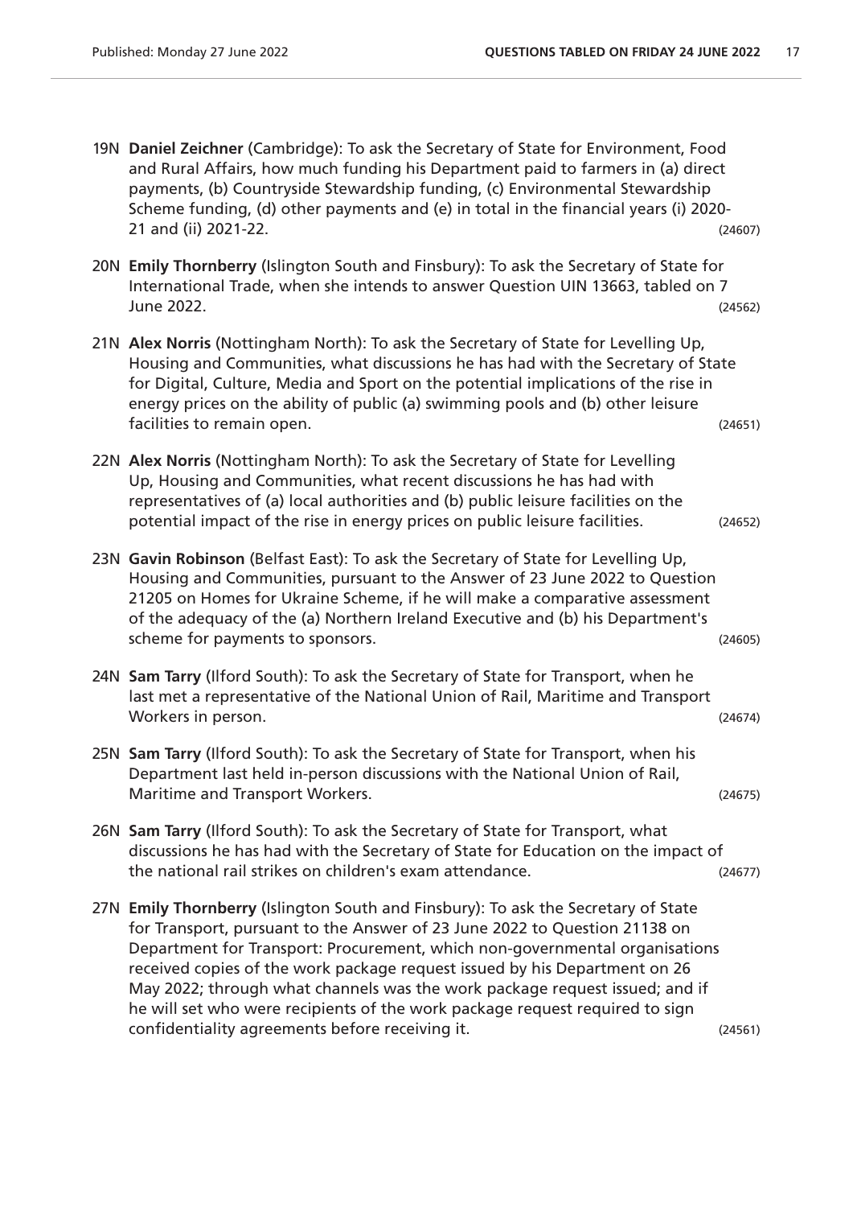19N **Daniel Zeichner** (Cambridge): To ask the Secretary of State for Environment, Food and Rural Affairs, how much funding his Department paid to farmers in (a) direct payments, (b) Countryside Stewardship funding, (c) Environmental Stewardship Scheme funding, (d) other payments and (e) in total in the financial years (i) 2020-21 and (ii) 2021-22. (24607)

20N **Emily Thornberry** (Islington South and Finsbury): To ask the Secretary of State for International Trade, when she intends to answer Question UIN 13663, tabled on 7 June 2022. (24562)

21N **Alex Norris** (Nottingham North): To ask the Secretary of State for Levelling Up, Housing and Communities, what discussions he has had with the Secretary of State for Digital, Culture, Media and Sport on the potential implications of the rise in energy prices on the ability of public (a) swimming pools and (b) other leisure facilities to remain open. (24651)

22N **Alex Norris** (Nottingham North): To ask the Secretary of State for Levelling Up, Housing and Communities, what recent discussions he has had with representatives of (a) local authorities and (b) public leisure facilities on the potential impact of the rise in energy prices on public leisure facilities. (24652)

23N **Gavin Robinson** (Belfast East): To ask the Secretary of State for Levelling Up, Housing and Communities, pursuant to the Answer of 23 June 2022 to Question 21205 on Homes for Ukraine Scheme, if he will make a comparative assessment of the adequacy of the (a) Northern Ireland Executive and (b) his Department's scheme for payments to sponsors. (24605)

24N **Sam Tarry** (Ilford South): To ask the Secretary of State for Transport, when he last met a representative of the National Union of Rail, Maritime and Transport Workers in person. (24674)

25N **Sam Tarry** (Ilford South): To ask the Secretary of State for Transport, when his Department last held in-person discussions with the National Union of Rail, Maritime and Transport Workers. (24675)

26N **Sam Tarry** (Ilford South): To ask the Secretary of State for Transport, what discussions he has had with the Secretary of State for Education on the impact of the national rail strikes on children's exam attendance. (24677)

27N **Emily Thornberry** (Islington South and Finsbury): To ask the Secretary of State for Transport, pursuant to the Answer of 23 June 2022 to Question 21138 on Department for Transport: Procurement, which non-governmental organisations received copies of the work package request issued by his Department on 26 May 2022; through what channels was the work package request issued; and if he will set who were recipients of the work package request required to sign confidentiality agreements before receiving it. (24561)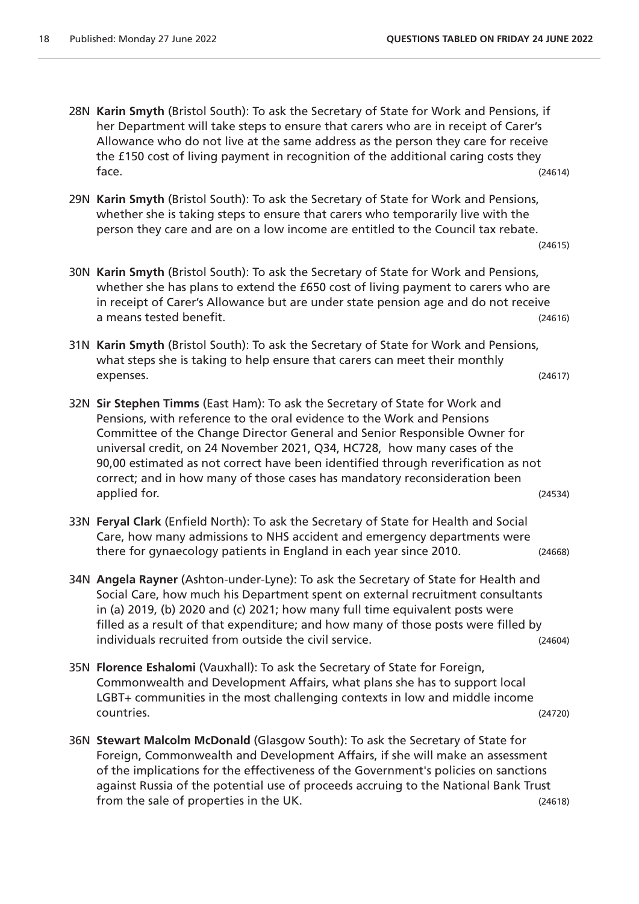28N **Karin Smyth** (Bristol South): To ask the Secretary of State for Work and Pensions, if her Department will take steps to ensure that carers who are in receipt of Carer's Allowance who do not live at the same address as the person they care for receive the £150 cost of living payment in recognition of the additional caring costs they face. (24614)

29N **Karin Smyth** (Bristol South): To ask the Secretary of State for Work and Pensions, whether she is taking steps to ensure that carers who temporarily live with the person they care and are on a low income are entitled to the Council tax rebate. (24615)

30N **Karin Smyth** (Bristol South): To ask the Secretary of State for Work and Pensions, whether she has plans to extend the £650 cost of living payment to carers who are in receipt of Carer's Allowance but are under state pension age and do not receive a means tested benefit. (24616)

31N **Karin Smyth** (Bristol South): To ask the Secretary of State for Work and Pensions, what steps she is taking to help ensure that carers can meet their monthly expenses. (24617)

32N **Sir Stephen Timms** (East Ham): To ask the Secretary of State for Work and Pensions, with reference to the oral evidence to the Work and Pensions Committee of the Change Director General and Senior Responsible Owner for universal credit, on 24 November 2021, Q34, HC728, how many cases of the 90,00 estimated as not correct have been identified through reverification as not correct; and in how many of those cases has mandatory reconsideration been applied for. (24534)

33N **Feryal Clark** (Enfield North): To ask the Secretary of State for Health and Social Care, how many admissions to NHS accident and emergency departments were there for gynaecology patients in England in each year since 2010. (24668)

34N **Angela Rayner** (Ashton-under-Lyne): To ask the Secretary of State for Health and Social Care, how much his Department spent on external recruitment consultants in (a) 2019, (b) 2020 and (c) 2021; how many full time equivalent posts were filled as a result of that expenditure; and how many of those posts were filled by individuals recruited from outside the civil service. (24604)

35N **Florence Eshalomi** (Vauxhall): To ask the Secretary of State for Foreign, Commonwealth and Development Affairs, what plans she has to support local LGBT+ communities in the most challenging contexts in low and middle income countries. (24720)

36N **Stewart Malcolm McDonald** (Glasgow South): To ask the Secretary of State for Foreign, Commonwealth and Development Affairs, if she will make an assessment of the implications for the effectiveness of the Government's policies on sanctions against Russia of the potential use of proceeds accruing to the National Bank Trust from the sale of properties in the UK. (24618)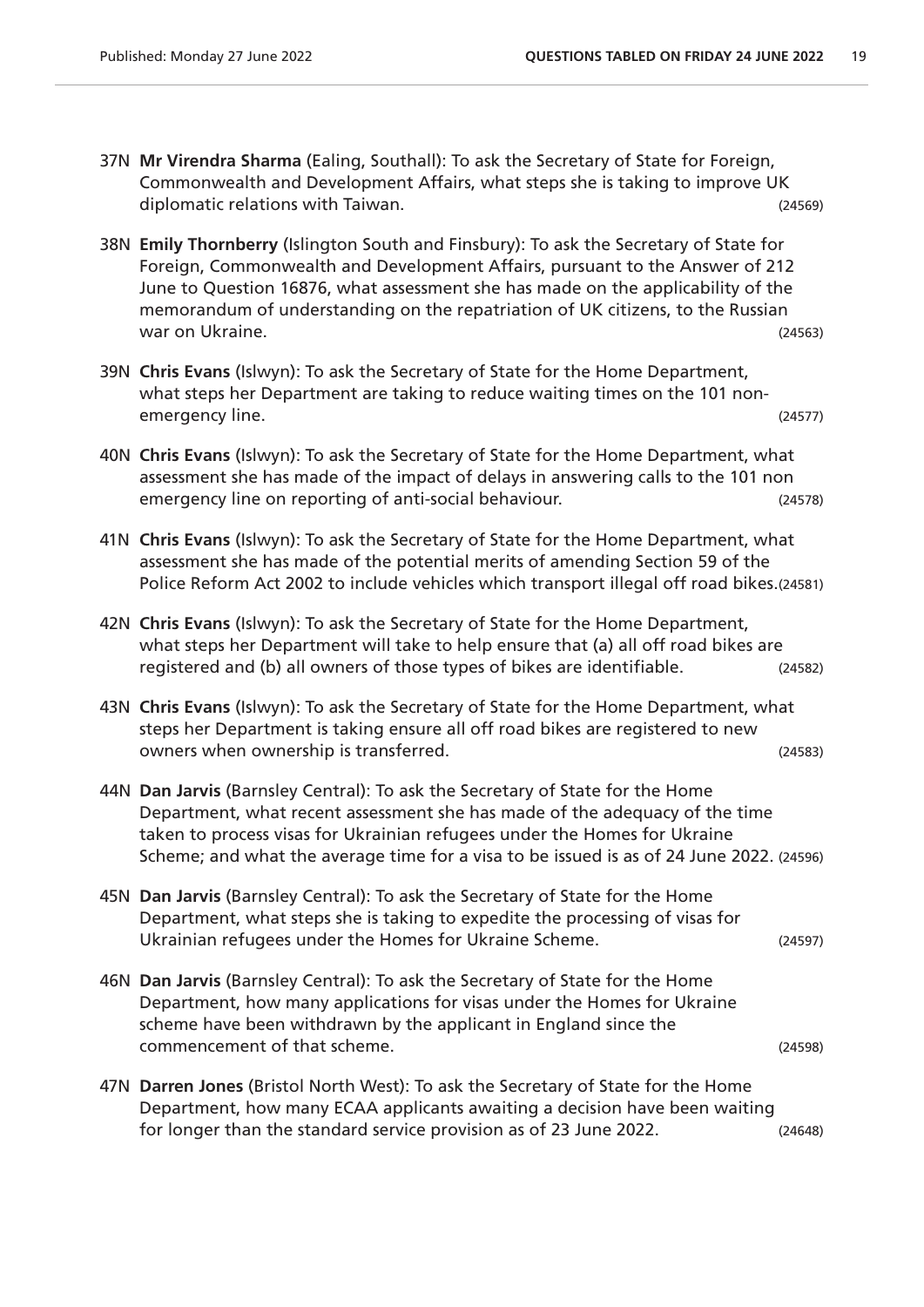37N **Mr Virendra Sharma** (Ealing, Southall): To ask the Secretary of State for Foreign, Commonwealth and Development Affairs, what steps she is taking to improve UK diplomatic relations with Taiwan. (24569)

38N **Emily Thornberry** (Islington South and Finsbury): To ask the Secretary of State for Foreign, Commonwealth and Development Affairs, pursuant to the Answer of 212 June to Question 16876, what assessment she has made on the applicability of the memorandum of understanding on the repatriation of UK citizens, to the Russian war on Ukraine. (24563)

39N **Chris Evans** (Islwyn): To ask the Secretary of State for the Home Department, what steps her Department are taking to reduce waiting times on the 101 non-emergency line. (24577)

40N **Chris Evans** (Islwyn): To ask the Secretary of State for the Home Department, what assessment she has made of the impact of delays in answering calls to the 101 non emergency line on reporting of anti-social behaviour. (24578)

41N **Chris Evans** (Islwyn): To ask the Secretary of State for the Home Department, what assessment she has made of the potential merits of amending Section 59 of the Police Reform Act 2002 to include vehicles which transport illegal off road bikes. (24581)

42N **Chris Evans** (Islwyn): To ask the Secretary of State for the Home Department, what steps her Department will take to help ensure that (a) all off road bikes are registered and (b) all owners of those types of bikes are identifiable. (24582)

43N **Chris Evans** (Islwyn): To ask the Secretary of State for the Home Department, what steps her Department is taking ensure all off road bikes are registered to new owners when ownership is transferred. (24583)

44N **Dan Jarvis** (Barnsley Central): To ask the Secretary of State for the Home Department, what recent assessment she has made of the adequacy of the time taken to process visas for Ukrainian refugees under the Homes for Ukraine Scheme; and what the average time for a visa to be issued is as of 24 June 2022. (24596)

45N **Dan Jarvis** (Barnsley Central): To ask the Secretary of State for the Home Department, what steps she is taking to expedite the processing of visas for Ukrainian refugees under the Homes for Ukraine Scheme. (24597)

46N **Dan Jarvis** (Barnsley Central): To ask the Secretary of State for the Home Department, how many applications for visas under the Homes for Ukraine scheme have been withdrawn by the applicant in England since the commencement of that scheme. (24598)

47N **Darren Jones** (Bristol North West): To ask the Secretary of State for the Home Department, how many ECAA applicants awaiting a decision have been waiting for longer than the standard service provision as of 23 June 2022. (24648)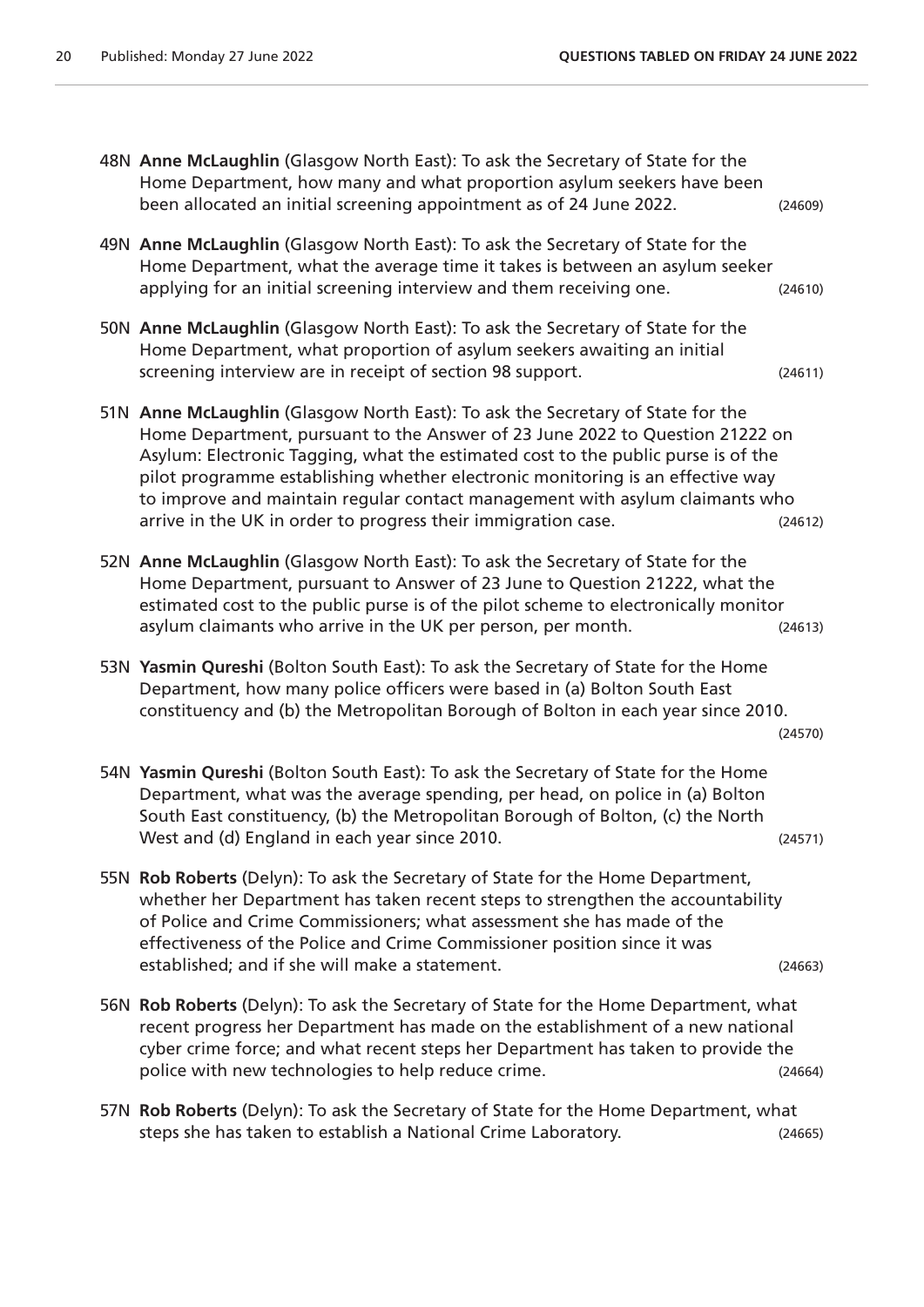48N **Anne McLaughlin** (Glasgow North East): To ask the Secretary of State for the Home Department, how many and what proportion asylum seekers have been been allocated an initial screening appointment as of 24 June 2022. (24609)

49N **Anne McLaughlin** (Glasgow North East): To ask the Secretary of State for the Home Department, what the average time it takes is between an asylum seeker applying for an initial screening interview and them receiving one. (24610)

50N **Anne McLaughlin** (Glasgow North East): To ask the Secretary of State for the Home Department, what proportion of asylum seekers awaiting an initial screening interview are in receipt of section 98 support. (24611)

51N **Anne McLaughlin** (Glasgow North East): To ask the Secretary of State for the Home Department, pursuant to the Answer of 23 June 2022 to Question 21222 on Asylum: Electronic Tagging, what the estimated cost to the public purse is of the pilot programme establishing whether electronic monitoring is an effective way to improve and maintain regular contact management with asylum claimants who arrive in the UK in order to progress their immigration case. (24612)

52N **Anne McLaughlin** (Glasgow North East): To ask the Secretary of State for the Home Department, pursuant to Answer of 23 June to Question 21222, what the estimated cost to the public purse is of the pilot scheme to electronically monitor asylum claimants who arrive in the UK per person, per month. (24613)

53N **Yasmin Qureshi** (Bolton South East): To ask the Secretary of State for the Home Department, how many police officers were based in (a) Bolton South East constituency and (b) the Metropolitan Borough of Bolton in each year since 2010. (24570)

54N **Yasmin Qureshi** (Bolton South East): To ask the Secretary of State for the Home Department, what was the average spending, per head, on police in (a) Bolton South East constituency, (b) the Metropolitan Borough of Bolton, (c) the North West and (d) England in each year since 2010. (24571)

55N **Rob Roberts** (Delyn): To ask the Secretary of State for the Home Department, whether her Department has taken recent steps to strengthen the accountability of Police and Crime Commissioners; what assessment she has made of the effectiveness of the Police and Crime Commissioner position since it was established; and if she will make a statement. (24663)

56N **Rob Roberts** (Delyn): To ask the Secretary of State for the Home Department, what recent progress her Department has made on the establishment of a new national cyber crime force; and what recent steps her Department has taken to provide the police with new technologies to help reduce crime. (24664)

57N **Rob Roberts** (Delyn): To ask the Secretary of State for the Home Department, what steps she has taken to establish a National Crime Laboratory. (24665)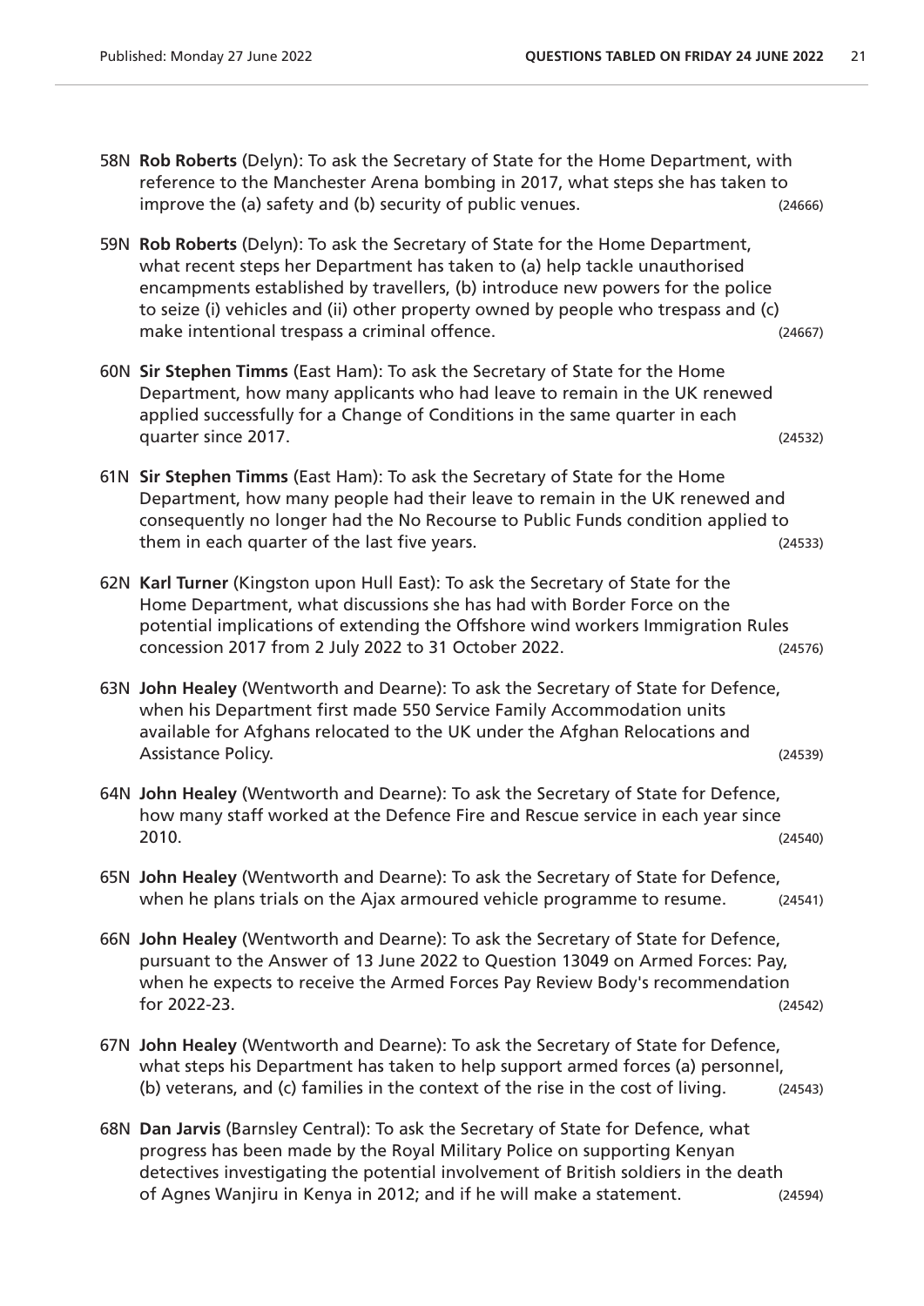58N **Rob Roberts** (Delyn): To ask the Secretary of State for the Home Department, with reference to the Manchester Arena bombing in 2017, what steps she has taken to improve the (a) safety and (b) security of public venues. (24666)

59N **Rob Roberts** (Delyn): To ask the Secretary of State for the Home Department, what recent steps her Department has taken to (a) help tackle unauthorised encampments established by travellers, (b) introduce new powers for the police to seize (i) vehicles and (ii) other property owned by people who trespass and (c) make intentional trespass a criminal offence. (24667)

60N **Sir Stephen Timms** (East Ham): To ask the Secretary of State for the Home Department, how many applicants who had leave to remain in the UK renewed applied successfully for a Change of Conditions in the same quarter in each quarter since 2017. (24532)

61N **Sir Stephen Timms** (East Ham): To ask the Secretary of State for the Home Department, how many people had their leave to remain in the UK renewed and consequently no longer had the No Recourse to Public Funds condition applied to them in each quarter of the last five years. (24533)

62N **Karl Turner** (Kingston upon Hull East): To ask the Secretary of State for the Home Department, what discussions she has had with Border Force on the potential implications of extending the Offshore wind workers Immigration Rules concession 2017 from 2 July 2022 to 31 October 2022. (24576)

63N **John Healey** (Wentworth and Dearne): To ask the Secretary of State for Defence, when his Department first made 550 Service Family Accommodation units available for Afghans relocated to the UK under the Afghan Relocations and Assistance Policy. (24539)

64N **John Healey** (Wentworth and Dearne): To ask the Secretary of State for Defence, how many staff worked at the Defence Fire and Rescue service in each year since 2010. (24540)

65N **John Healey** (Wentworth and Dearne): To ask the Secretary of State for Defence, when he plans trials on the Ajax armoured vehicle programme to resume. (24541)

66N **John Healey** (Wentworth and Dearne): To ask the Secretary of State for Defence, pursuant to the Answer of 13 June 2022 to Question 13049 on Armed Forces: Pay, when he expects to receive the Armed Forces Pay Review Body's recommendation for 2022-23. (24542)

67N **John Healey** (Wentworth and Dearne): To ask the Secretary of State for Defence, what steps his Department has taken to help support armed forces (a) personnel, (b) veterans, and (c) families in the context of the rise in the cost of living. (24543)

68N **Dan Jarvis** (Barnsley Central): To ask the Secretary of State for Defence, what progress has been made by the Royal Military Police on supporting Kenyan detectives investigating the potential involvement of British soldiers in the death of Agnes Wanjiru in Kenya in 2012; and if he will make a statement. (24594)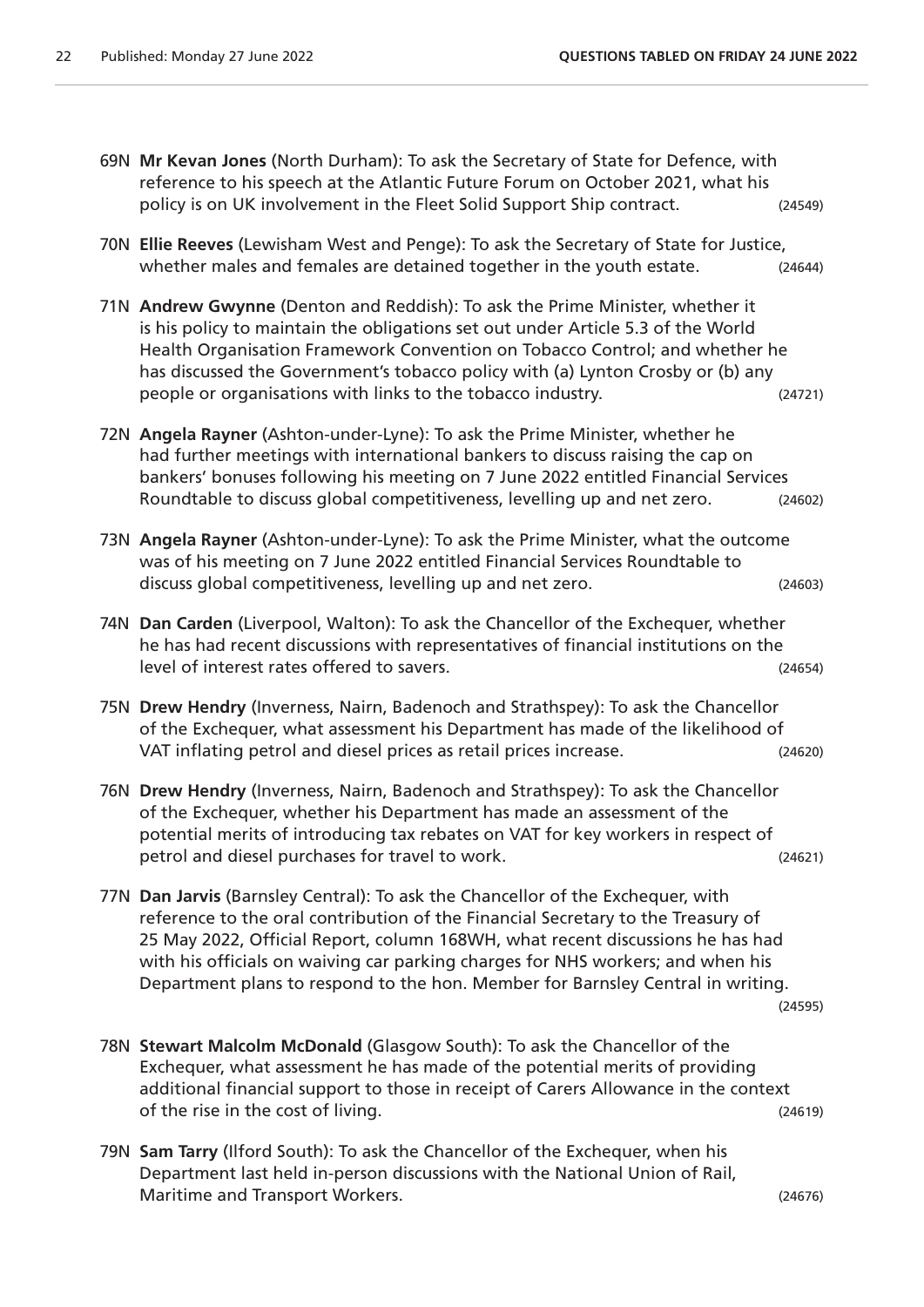69N **Mr Kevan Jones** (North Durham): To ask the Secretary of State for Defence, with reference to his speech at the Atlantic Future Forum on October 2021, what his policy is on UK involvement in the Fleet Solid Support Ship contract. (24549)

70N **Ellie Reeves** (Lewisham West and Penge): To ask the Secretary of State for Justice, whether males and females are detained together in the youth estate. (24644)

71N **Andrew Gwynne** (Denton and Reddish): To ask the Prime Minister, whether it is his policy to maintain the obligations set out under Article 5.3 of the World Health Organisation Framework Convention on Tobacco Control; and whether he has discussed the Government's tobacco policy with (a) Lynton Crosby or (b) any people or organisations with links to the tobacco industry. (24721)

72N **Angela Rayner** (Ashton-under-Lyne): To ask the Prime Minister, whether he had further meetings with international bankers to discuss raising the cap on bankers' bonuses following his meeting on 7 June 2022 entitled Financial Services Roundtable to discuss global competitiveness, levelling up and net zero. (24602)

73N **Angela Rayner** (Ashton-under-Lyne): To ask the Prime Minister, what the outcome was of his meeting on 7 June 2022 entitled Financial Services Roundtable to discuss global competitiveness, levelling up and net zero. (24603)

74N **Dan Carden** (Liverpool, Walton): To ask the Chancellor of the Exchequer, whether he has had recent discussions with representatives of financial institutions on the level of interest rates offered to savers. (24654)

75N **Drew Hendry** (Inverness, Nairn, Badenoch and Strathspey): To ask the Chancellor of the Exchequer, what assessment his Department has made of the likelihood of VAT inflating petrol and diesel prices as retail prices increase. (24620)

76N **Drew Hendry** (Inverness, Nairn, Badenoch and Strathspey): To ask the Chancellor of the Exchequer, whether his Department has made an assessment of the potential merits of introducing tax rebates on VAT for key workers in respect of petrol and diesel purchases for travel to work. (24621)

77N **Dan Jarvis** (Barnsley Central): To ask the Chancellor of the Exchequer, with reference to the oral contribution of the Financial Secretary to the Treasury of 25 May 2022, Official Report, column 168WH, what recent discussions he has had with his officials on waiving car parking charges for NHS workers; and when his Department plans to respond to the hon. Member for Barnsley Central in writing. (24595)

78N **Stewart Malcolm McDonald** (Glasgow South): To ask the Chancellor of the Exchequer, what assessment he has made of the potential merits of providing additional financial support to those in receipt of Carers Allowance in the context of the rise in the cost of living. (24619)

79N **Sam Tarry** (Ilford South): To ask the Chancellor of the Exchequer, when his Department last held in-person discussions with the National Union of Rail, Maritime and Transport Workers. (24676)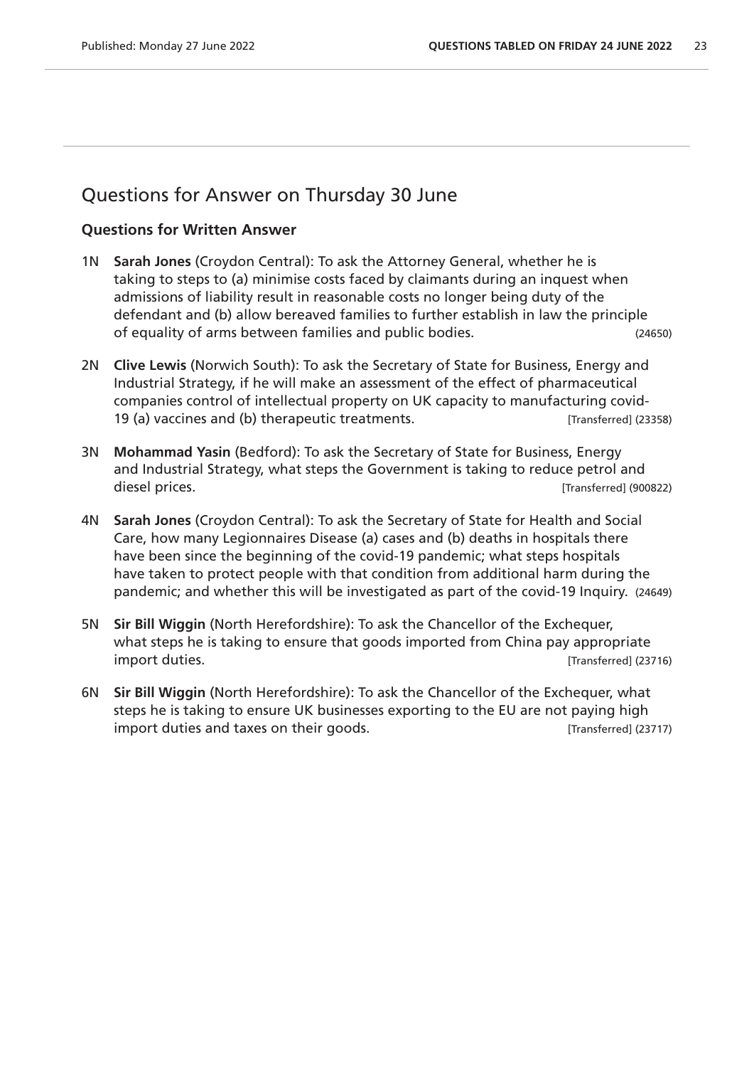## Questions for Answer on Thursday 30 June

### Questions for Written Answer

1N **Sarah Jones** (Croydon Central): To ask the Attorney General, whether he is taking to steps to (a) minimise costs faced by claimants during an inquest when admissions of liability result in reasonable costs no longer being duty of the defendant and (b) allow bereaved families to further establish in law the principle of equality of arms between families and public bodies. (24650)

2N **Clive Lewis** (Norwich South): To ask the Secretary of State for Business, Energy and Industrial Strategy, if he will make an assessment of the effect of pharmaceutical companies control of intellectual property on UK capacity to manufacturing covid-19 (a) vaccines and (b) therapeutic treatments. [Transferred] (23358)

3N **Mohammad Yasin** (Bedford): To ask the Secretary of State for Business, Energy and Industrial Strategy, what steps the Government is taking to reduce petrol and diesel prices. [Transferred] (900822)

4N **Sarah Jones** (Croydon Central): To ask the Secretary of State for Health and Social Care, how many Legionnaires Disease (a) cases and (b) deaths in hospitals there have been since the beginning of the covid-19 pandemic; what steps hospitals have taken to protect people with that condition from additional harm during the pandemic; and whether this will be investigated as part of the covid-19 Inquiry. (24649)

5N **Sir Bill Wiggin** (North Herefordshire): To ask the Chancellor of the Exchequer, what steps he is taking to ensure that goods imported from China pay appropriate import duties. [Transferred] (23716)

6N **Sir Bill Wiggin** (North Herefordshire): To ask the Chancellor of the Exchequer, what steps he is taking to ensure UK businesses exporting to the EU are not paying high import duties and taxes on their goods. [Transferred] (23717)